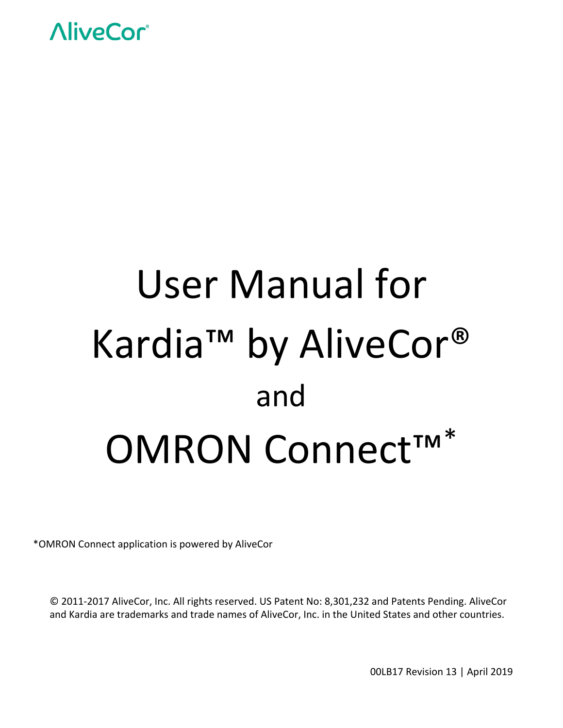AliveCor®

# User Manual for Kardia™ by AliveCor® and OMRON Connect™*

*OMRON Connect application is powered by AliveCor

© 2011-2017 AliveCor, Inc. All rights reserved. US Patent No: 8,301,232 and Patents Pending. AliveCor and Kardia are trademarks and trade names of AliveCor, Inc. in the United States and other countries.

00LB17 Revision 13 | April 2019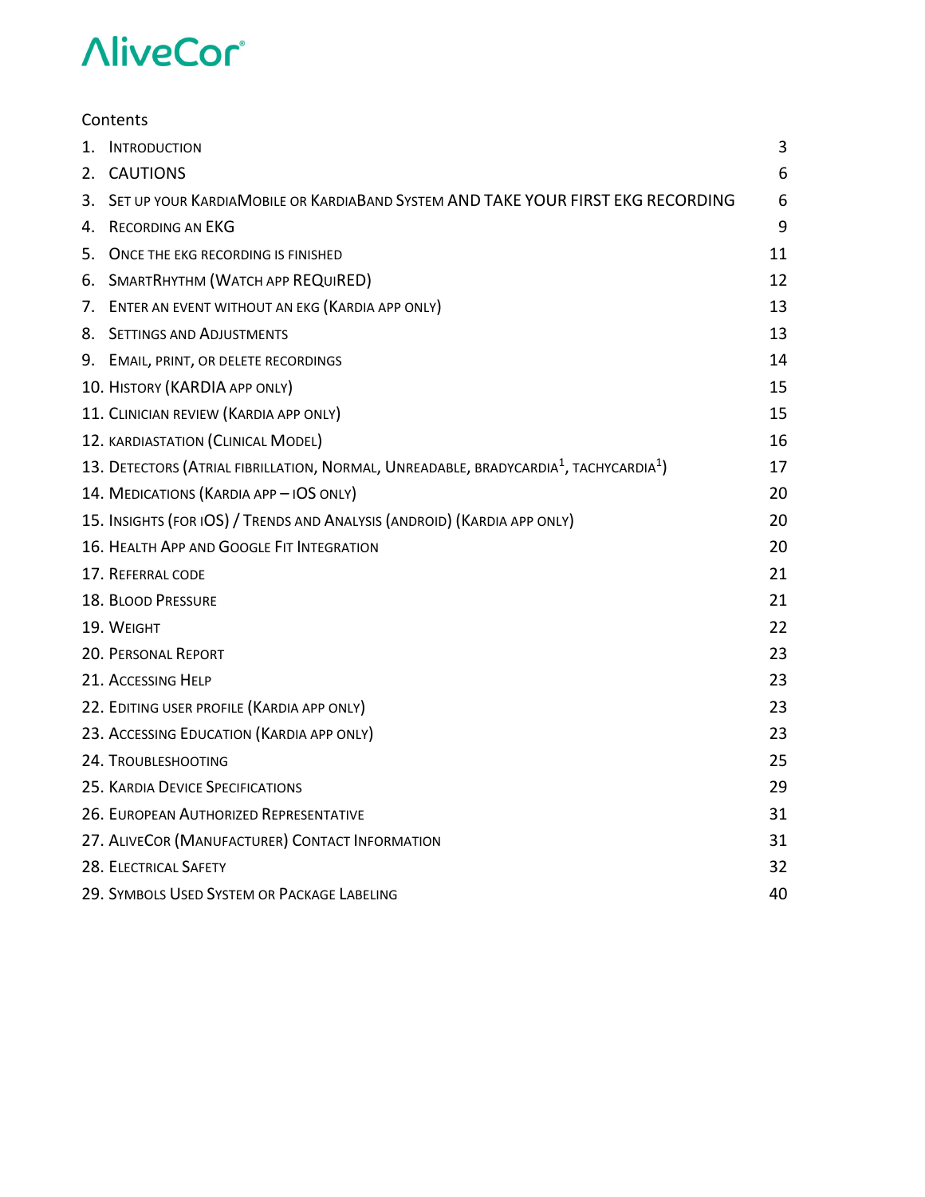AliveCor

Contents

1. Introduction 3
2. CAUTIONS 6
3. Set up your KardiaMobile or KardiaBand System AND TAKE YOUR FIRST EKG RECORDING 6
4. Recording an EKG 9
5. Once the EKG recording is finished 11
6. SmartRhythm (Watch app REQuiRED) 12
7. Enter an event without an EKG (Kardia app only) 13
8. Settings and Adjustments 13
9. Email, print, or delete recordings 14
10. History (KARDIA app only) 15
11. Clinician review (Kardia app only) 15
12. kardiastation (Clinical Model) 16
13. Detectors (Atrial fibrillation, Normal, Unreadable, bradycardia[1], tachycardia[1]) 17
14. Medications (Kardia app – iOS only) 20
15. Insights (for iOS) / Trends and Analysis (android) (Kardia app only) 20
16. Health App and Google Fit Integration 20
17. Referral code 21
18. Blood Pressure 21
19. Weight 22
20. Personal Report 23
21. Accessing Help 23
22. Editing user profile (Kardia app only) 23
23. Accessing Education (Kardia app only) 23
24. Troubleshooting 25
25. Kardia Device Specifications 29
26. European Authorized Representative 31
27. AliveCor (Manufacturer) Contact Information 31
28. Electrical Safety 32
29. Symbols Used System or Package Labeling 40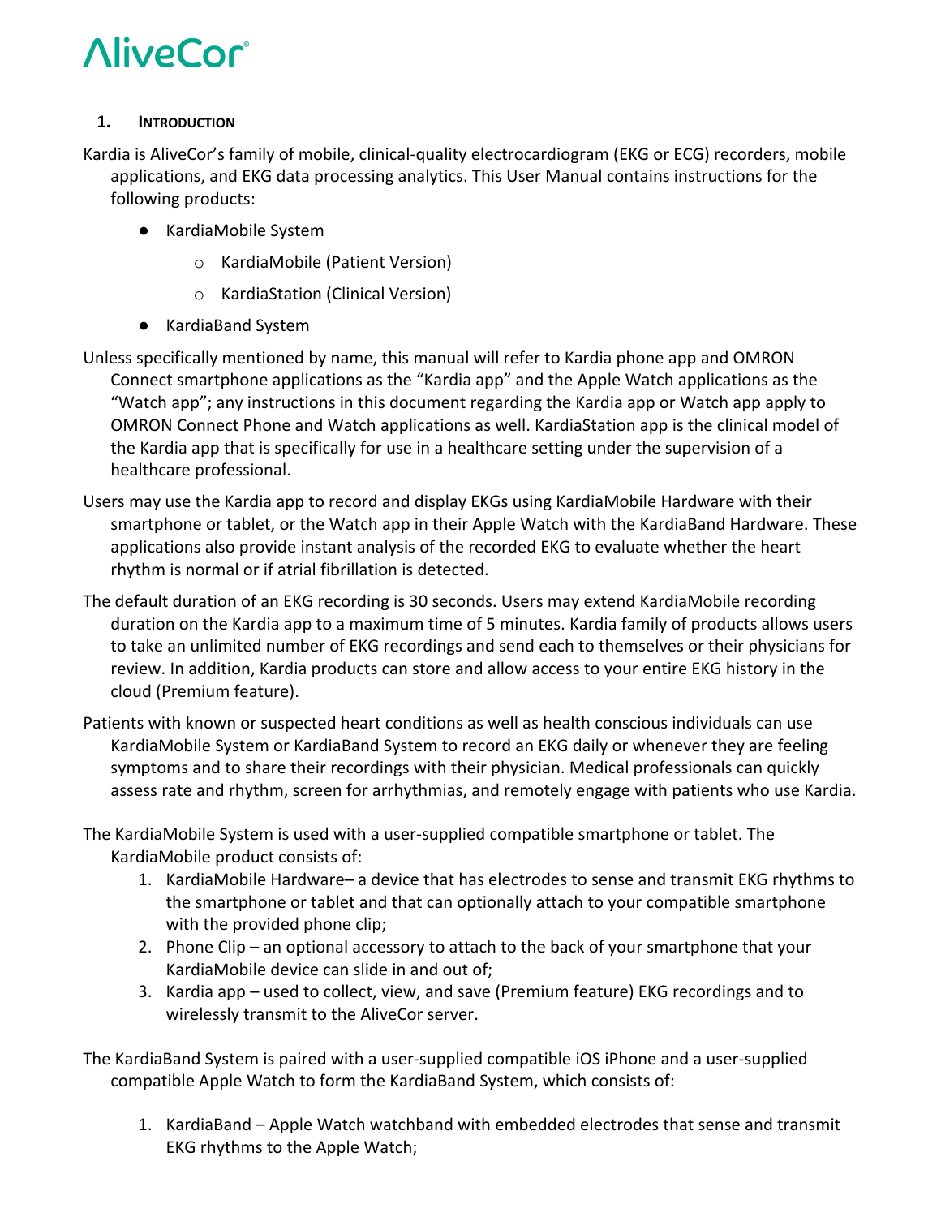## 1. Introduction

Kardia is AliveCor's family of mobile, clinical-quality electrocardiogram (EKG or ECG) recorders, mobile applications, and EKG data processing analytics. This User Manual contains instructions for the following products:

- KardiaMobile System
  - KardiaMobile (Patient Version)
  - KardiaStation (Clinical Version)
- KardiaBand System

Unless specifically mentioned by name, this manual will refer to Kardia phone app and OMRON Connect smartphone applications as the "Kardia app" and the Apple Watch applications as the "Watch app"; any instructions in this document regarding the Kardia app or Watch app apply to OMRON Connect Phone and Watch applications as well. KardiaStation app is the clinical model of the Kardia app that is specifically for use in a healthcare setting under the supervision of a healthcare professional.

Users may use the Kardia app to record and display EKGs using KardiaMobile Hardware with their smartphone or tablet, or the Watch app in their Apple Watch with the KardiaBand Hardware. These applications also provide instant analysis of the recorded EKG to evaluate whether the heart rhythm is normal or if atrial fibrillation is detected.

The default duration of an EKG recording is 30 seconds. Users may extend KardiaMobile recording duration on the Kardia app to a maximum time of 5 minutes. Kardia family of products allows users to take an unlimited number of EKG recordings and send each to themselves or their physicians for review. In addition, Kardia products can store and allow access to your entire EKG history in the cloud (Premium feature).

Patients with known or suspected heart conditions as well as health conscious individuals can use KardiaMobile System or KardiaBand System to record an EKG daily or whenever they are feeling symptoms and to share their recordings with their physician. Medical professionals can quickly assess rate and rhythm, screen for arrhythmias, and remotely engage with patients who use Kardia.

The KardiaMobile System is used with a user-supplied compatible smartphone or tablet. The KardiaMobile product consists of:

1. KardiaMobile Hardware– a device that has electrodes to sense and transmit EKG rhythms to the smartphone or tablet and that can optionally attach to your compatible smartphone with the provided phone clip;
2. Phone Clip – an optional accessory to attach to the back of your smartphone that your KardiaMobile device can slide in and out of;
3. Kardia app – used to collect, view, and save (Premium feature) EKG recordings and to wirelessly transmit to the AliveCor server.

The KardiaBand System is paired with a user-supplied compatible iOS iPhone and a user-supplied compatible Apple Watch to form the KardiaBand System, which consists of:

1. KardiaBand – Apple Watch watchband with embedded electrodes that sense and transmit EKG rhythms to the Apple Watch;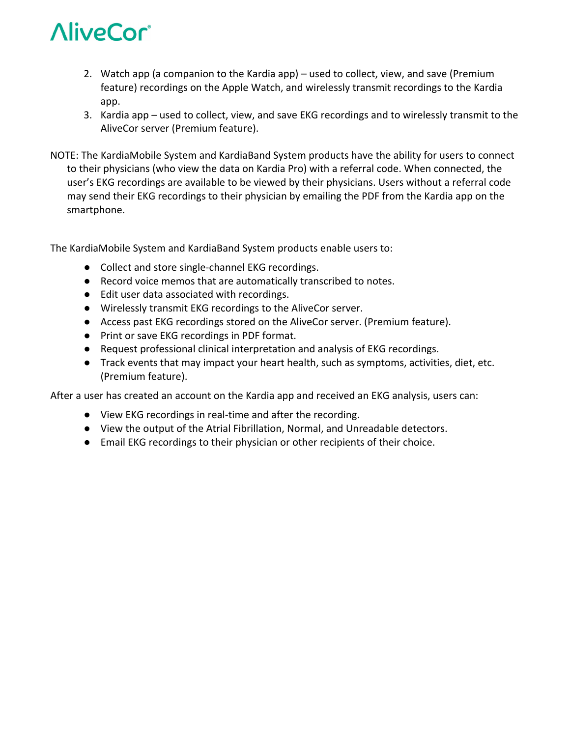2. Watch app (a companion to the Kardia app) – used to collect, view, and save (Premium feature) recordings on the Apple Watch, and wirelessly transmit recordings to the Kardia app.
3. Kardia app – used to collect, view, and save EKG recordings and to wirelessly transmit to the AliveCor server (Premium feature).

NOTE: The KardiaMobile System and KardiaBand System products have the ability for users to connect to their physicians (who view the data on Kardia Pro) with a referral code. When connected, the user's EKG recordings are available to be viewed by their physicians. Users without a referral code may send their EKG recordings to their physician by emailing the PDF from the Kardia app on the smartphone.

The KardiaMobile System and KardiaBand System products enable users to:

- Collect and store single-channel EKG recordings.
- Record voice memos that are automatically transcribed to notes.
- Edit user data associated with recordings.
- Wirelessly transmit EKG recordings to the AliveCor server.
- Access past EKG recordings stored on the AliveCor server. (Premium feature).
- Print or save EKG recordings in PDF format.
- Request professional clinical interpretation and analysis of EKG recordings.
- Track events that may impact your heart health, such as symptoms, activities, diet, etc. (Premium feature).

After a user has created an account on the Kardia app and received an EKG analysis, users can:

- View EKG recordings in real-time and after the recording.
- View the output of the Atrial Fibrillation, Normal, and Unreadable detectors.
- Email EKG recordings to their physician or other recipients of their choice.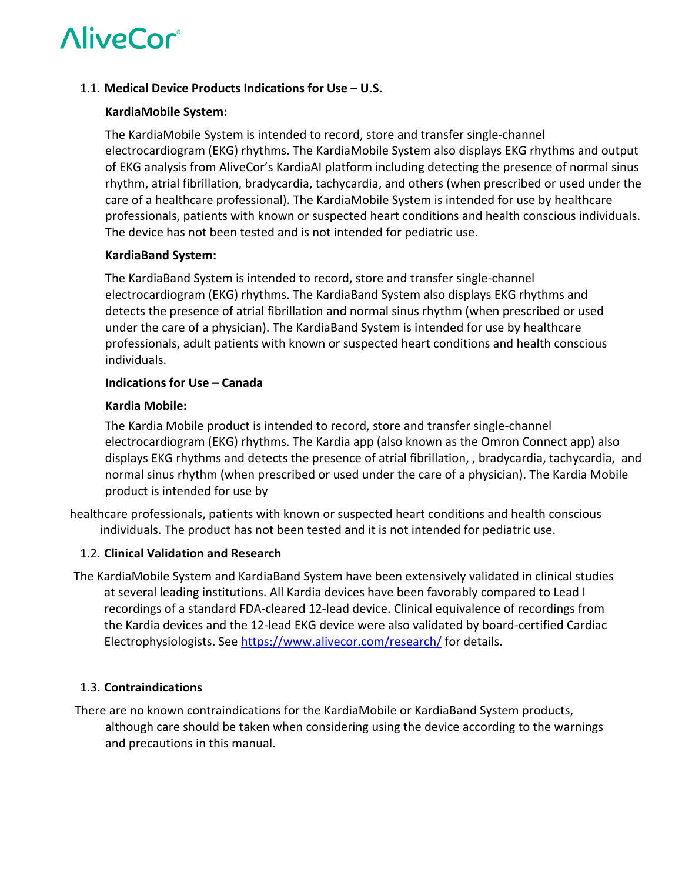### 1.1. Medical Device Products Indications for Use – U.S.

**KardiaMobile System:**

The KardiaMobile System is intended to record, store and transfer single-channel electrocardiogram (EKG) rhythms. The KardiaMobile System also displays EKG rhythms and output of EKG analysis from AliveCor's KardiaAI platform including detecting the presence of normal sinus rhythm, atrial fibrillation, bradycardia, tachycardia, and others (when prescribed or used under the care of a healthcare professional). The KardiaMobile System is intended for use by healthcare professionals, patients with known or suspected heart conditions and health conscious individuals. The device has not been tested and is not intended for pediatric use.

**KardiaBand System:**

The KardiaBand System is intended to record, store and transfer single-channel electrocardiogram (EKG) rhythms. The KardiaBand System also displays EKG rhythms and detects the presence of atrial fibrillation and normal sinus rhythm (when prescribed or used under the care of a physician). The KardiaBand System is intended for use by healthcare professionals, adult patients with known or suspected heart conditions and health conscious individuals.

**Indications for Use – Canada**

**Kardia Mobile:**

The Kardia Mobile product is intended to record, store and transfer single-channel electrocardiogram (EKG) rhythms. The Kardia app (also known as the Omron Connect app) also displays EKG rhythms and detects the presence of atrial fibrillation, , bradycardia, tachycardia, and normal sinus rhythm (when prescribed or used under the care of a physician). The Kardia Mobile product is intended for use by healthcare professionals, patients with known or suspected heart conditions and health conscious individuals. The product has not been tested and it is not intended for pediatric use.

### 1.2. Clinical Validation and Research

The KardiaMobile System and KardiaBand System have been extensively validated in clinical studies at several leading institutions. All Kardia devices have been favorably compared to Lead I recordings of a standard FDA-cleared 12-lead device. Clinical equivalence of recordings from the Kardia devices and the 12-lead EKG device were also validated by board-certified Cardiac Electrophysiologists. See https://www.alivecor.com/research/ for details.

### 1.3. Contraindications

There are no known contraindications for the KardiaMobile or KardiaBand System products, although care should be taken when considering using the device according to the warnings and precautions in this manual.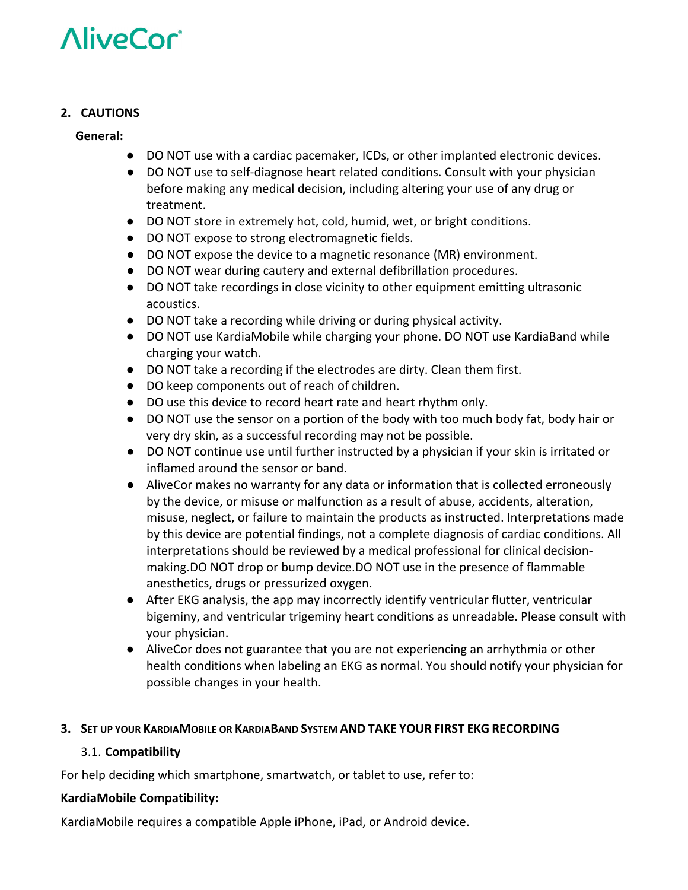## 2. CAUTIONS

**General:**

- DO NOT use with a cardiac pacemaker, ICDs, or other implanted electronic devices.
- DO NOT use to self-diagnose heart related conditions. Consult with your physician before making any medical decision, including altering your use of any drug or treatment.
- DO NOT store in extremely hot, cold, humid, wet, or bright conditions.
- DO NOT expose to strong electromagnetic fields.
- DO NOT expose the device to a magnetic resonance (MR) environment.
- DO NOT wear during cautery and external defibrillation procedures.
- DO NOT take recordings in close vicinity to other equipment emitting ultrasonic acoustics.
- DO NOT take a recording while driving or during physical activity.
- DO NOT use KardiaMobile while charging your phone. DO NOT use KardiaBand while charging your watch.
- DO NOT take a recording if the electrodes are dirty. Clean them first.
- DO keep components out of reach of children.
- DO use this device to record heart rate and heart rhythm only.
- DO NOT use the sensor on a portion of the body with too much body fat, body hair or very dry skin, as a successful recording may not be possible.
- DO NOT continue use until further instructed by a physician if your skin is irritated or inflamed around the sensor or band.
- AliveCor makes no warranty for any data or information that is collected erroneously by the device, or misuse or malfunction as a result of abuse, accidents, alteration, misuse, neglect, or failure to maintain the products as instructed. Interpretations made by this device are potential findings, not a complete diagnosis of cardiac conditions. All interpretations should be reviewed by a medical professional for clinical decision-making.DO NOT drop or bump device.DO NOT use in the presence of flammable anesthetics, drugs or pressurized oxygen.
- After EKG analysis, the app may incorrectly identify ventricular flutter, ventricular bigeminy, and ventricular trigeminy heart conditions as unreadable. Please consult with your physician.
- AliveCor does not guarantee that you are not experiencing an arrhythmia or other health conditions when labeling an EKG as normal. You should notify your physician for possible changes in your health.

## 3. SET UP YOUR KARDIAMOBILE OR KARDIABAND SYSTEM AND TAKE YOUR FIRST EKG RECORDING

### 3.1. Compatibility

For help deciding which smartphone, smartwatch, or tablet to use, refer to:

**KardiaMobile Compatibility:**

KardiaMobile requires a compatible Apple iPhone, iPad, or Android device.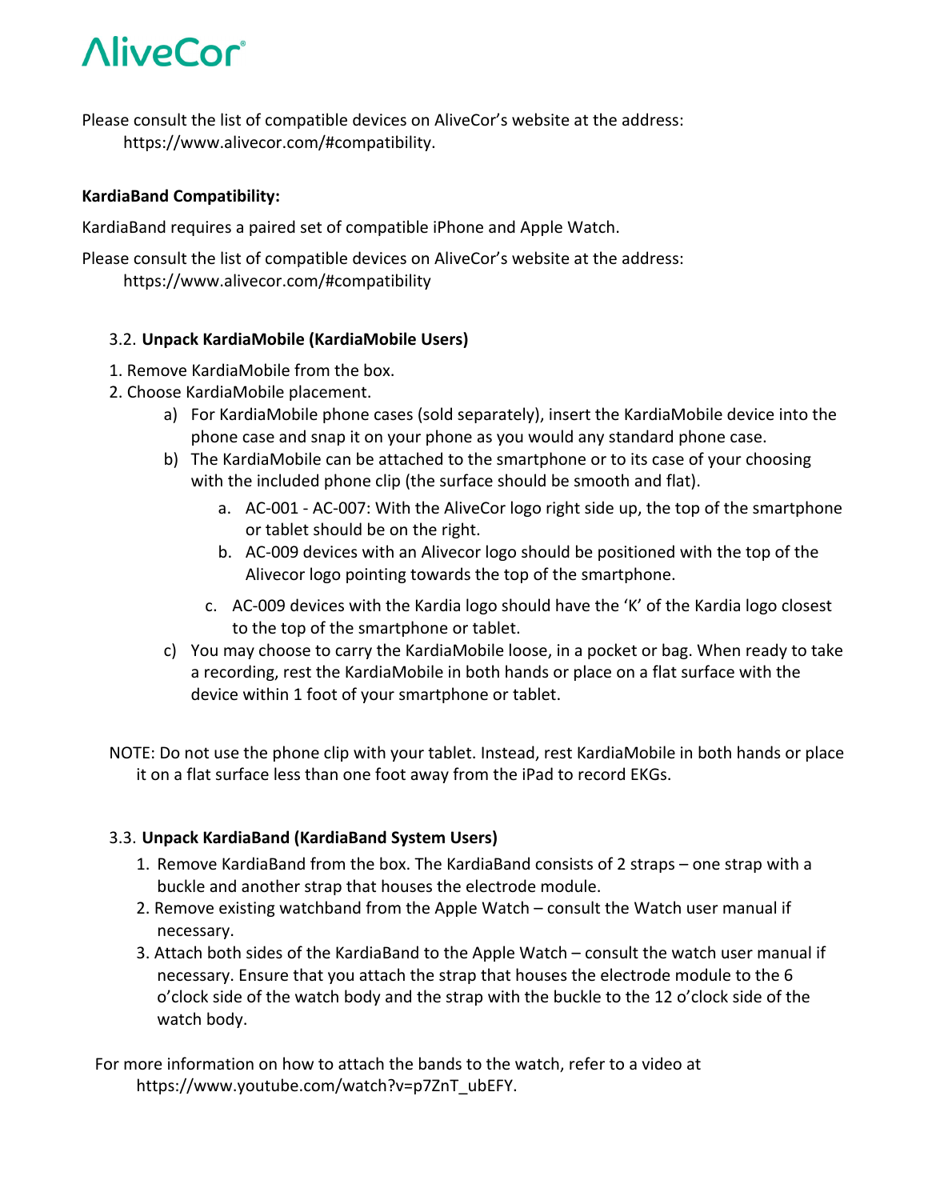Please consult the list of compatible devices on AliveCor's website at the address: https://www.alivecor.com/#compatibility.

**KardiaBand Compatibility:**

KardiaBand requires a paired set of compatible iPhone and Apple Watch.

Please consult the list of compatible devices on AliveCor's website at the address: https://www.alivecor.com/#compatibility

### 3.2. Unpack KardiaMobile (KardiaMobile Users)

1. Remove KardiaMobile from the box.
2. Choose KardiaMobile placement.
   - a) For KardiaMobile phone cases (sold separately), insert the KardiaMobile device into the phone case and snap it on your phone as you would any standard phone case.
   - b) The KardiaMobile can be attached to the smartphone or to its case of your choosing with the included phone clip (the surface should be smooth and flat).
     - a. AC-001 - AC-007: With the AliveCor logo right side up, the top of the smartphone or tablet should be on the right.
     - b. AC-009 devices with an Alivecor logo should be positioned with the top of the Alivecor logo pointing towards the top of the smartphone.
     - c. AC-009 devices with the Kardia logo should have the 'K' of the Kardia logo closest to the top of the smartphone or tablet.
   - c) You may choose to carry the KardiaMobile loose, in a pocket or bag. When ready to take a recording, rest the KardiaMobile in both hands or place on a flat surface with the device within 1 foot of your smartphone or tablet.

NOTE: Do not use the phone clip with your tablet. Instead, rest KardiaMobile in both hands or place it on a flat surface less than one foot away from the iPad to record EKGs.

### 3.3. Unpack KardiaBand (KardiaBand System Users)

1. Remove KardiaBand from the box. The KardiaBand consists of 2 straps – one strap with a buckle and another strap that houses the electrode module.
2. Remove existing watchband from the Apple Watch – consult the Watch user manual if necessary.
3. Attach both sides of the KardiaBand to the Apple Watch – consult the watch user manual if necessary. Ensure that you attach the strap that houses the electrode module to the 6 o'clock side of the watch body and the strap with the buckle to the 12 o'clock side of the watch body.

For more information on how to attach the bands to the watch, refer to a video at https://www.youtube.com/watch?v=p7ZnT_ubEFY.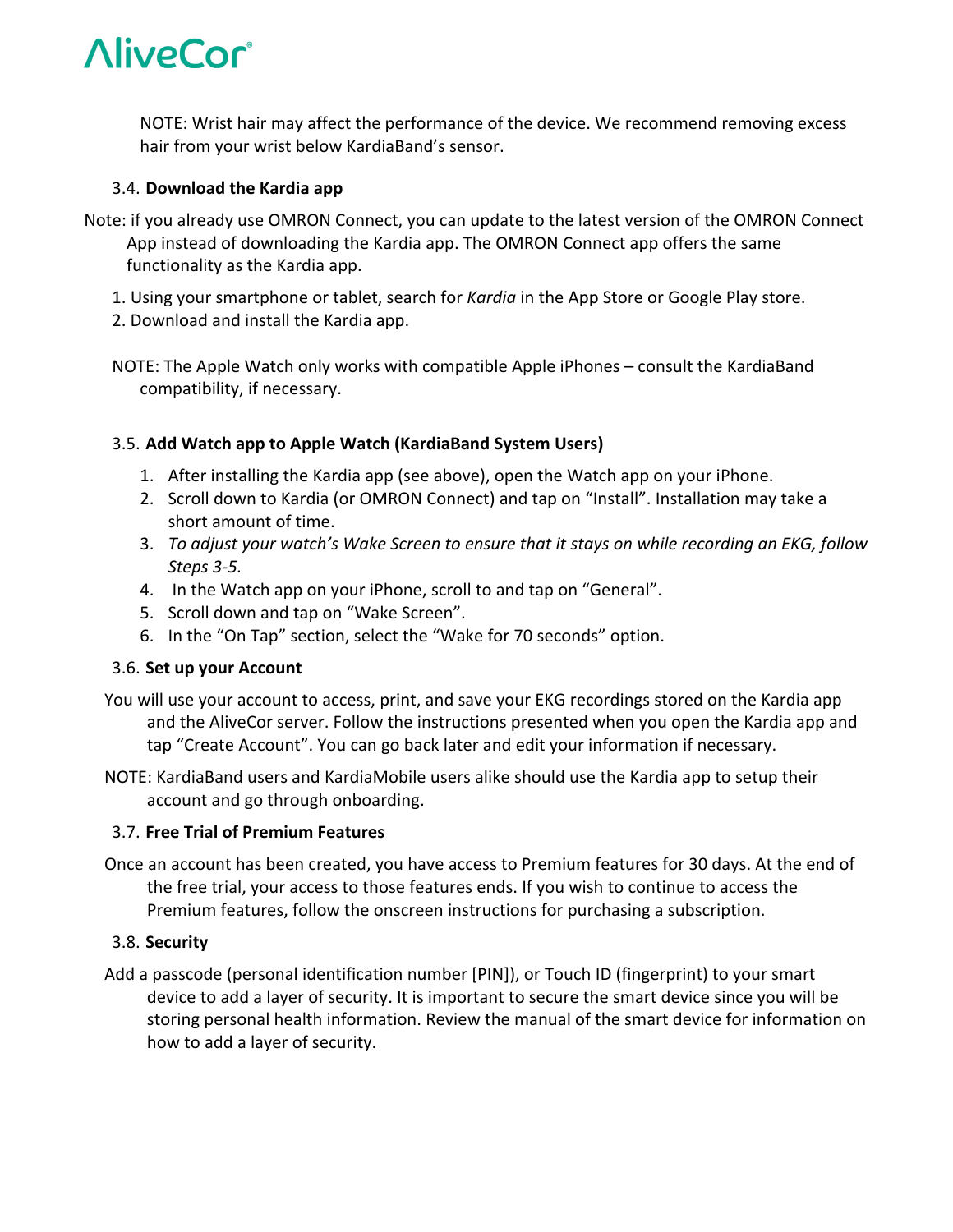NOTE: Wrist hair may affect the performance of the device. We recommend removing excess hair from your wrist below KardiaBand's sensor.

### 3.4. **Download the Kardia app**

Note: if you already use OMRON Connect, you can update to the latest version of the OMRON Connect App instead of downloading the Kardia app. The OMRON Connect app offers the same functionality as the Kardia app.

1. Using your smartphone or tablet, search for *Kardia* in the App Store or Google Play store.
2. Download and install the Kardia app.

NOTE: The Apple Watch only works with compatible Apple iPhones – consult the KardiaBand compatibility, if necessary.

### 3.5. **Add Watch app to Apple Watch (KardiaBand System Users)**

1. After installing the Kardia app (see above), open the Watch app on your iPhone.
2. Scroll down to Kardia (or OMRON Connect) and tap on "Install". Installation may take a short amount of time.
3. *To adjust your watch's Wake Screen to ensure that it stays on while recording an EKG, follow Steps 3-5.*
4. In the Watch app on your iPhone, scroll to and tap on "General".
5. Scroll down and tap on "Wake Screen".
6. In the "On Tap" section, select the "Wake for 70 seconds" option.

### 3.6. **Set up your Account**

You will use your account to access, print, and save your EKG recordings stored on the Kardia app and the AliveCor server. Follow the instructions presented when you open the Kardia app and tap "Create Account". You can go back later and edit your information if necessary.

NOTE: KardiaBand users and KardiaMobile users alike should use the Kardia app to setup their account and go through onboarding.

### 3.7. **Free Trial of Premium Features**

Once an account has been created, you have access to Premium features for 30 days. At the end of the free trial, your access to those features ends. If you wish to continue to access the Premium features, follow the onscreen instructions for purchasing a subscription.

### 3.8. **Security**

Add a passcode (personal identification number [PIN]), or Touch ID (fingerprint) to your smart device to add a layer of security. It is important to secure the smart device since you will be storing personal health information. Review the manual of the smart device for information on how to add a layer of security.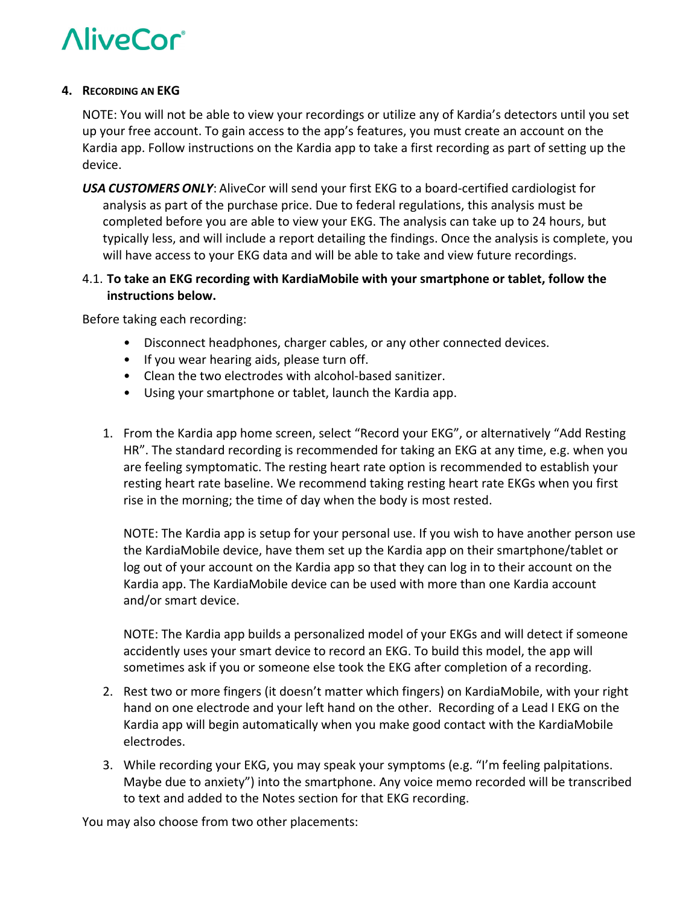## 4. Recording an EKG

NOTE: You will not be able to view your recordings or utilize any of Kardia's detectors until you set up your free account. To gain access to the app's features, you must create an account on the Kardia app. Follow instructions on the Kardia app to take a first recording as part of setting up the device.

***USA CUSTOMERS ONLY***: AliveCor will send your first EKG to a board-certified cardiologist for analysis as part of the purchase price. Due to federal regulations, this analysis must be completed before you are able to view your EKG. The analysis can take up to 24 hours, but typically less, and will include a report detailing the findings. Once the analysis is complete, you will have access to your EKG data and will be able to take and view future recordings.

### 4.1. To take an EKG recording with KardiaMobile with your smartphone or tablet, follow the instructions below.

Before taking each recording:

- Disconnect headphones, charger cables, or any other connected devices.
- If you wear hearing aids, please turn off.
- Clean the two electrodes with alcohol-based sanitizer.
- Using your smartphone or tablet, launch the Kardia app.

1. From the Kardia app home screen, select "Record your EKG", or alternatively "Add Resting HR". The standard recording is recommended for taking an EKG at any time, e.g. when you are feeling symptomatic. The resting heart rate option is recommended to establish your resting heart rate baseline. We recommend taking resting heart rate EKGs when you first rise in the morning; the time of day when the body is most rested.

   NOTE: The Kardia app is setup for your personal use. If you wish to have another person use the KardiaMobile device, have them set up the Kardia app on their smartphone/tablet or log out of your account on the Kardia app so that they can log in to their account on the Kardia app. The KardiaMobile device can be used with more than one Kardia account and/or smart device.

   NOTE: The Kardia app builds a personalized model of your EKGs and will detect if someone accidently uses your smart device to record an EKG. To build this model, the app will sometimes ask if you or someone else took the EKG after completion of a recording.

2. Rest two or more fingers (it doesn't matter which fingers) on KardiaMobile, with your right hand on one electrode and your left hand on the other. Recording of a Lead I EKG on the Kardia app will begin automatically when you make good contact with the KardiaMobile electrodes.

3. While recording your EKG, you may speak your symptoms (e.g. "I'm feeling palpitations. Maybe due to anxiety") into the smartphone. Any voice memo recorded will be transcribed to text and added to the Notes section for that EKG recording.

You may also choose from two other placements: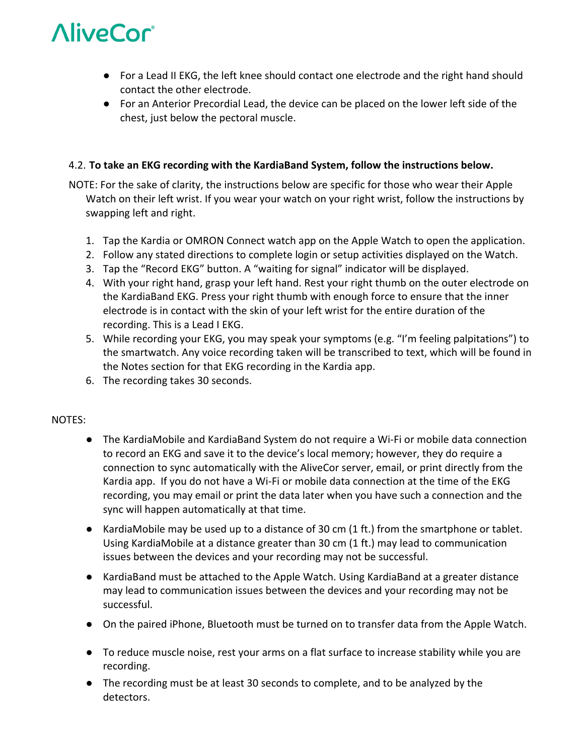- For a Lead II EKG, the left knee should contact one electrode and the right hand should contact the other electrode.
- For an Anterior Precordial Lead, the device can be placed on the lower left side of the chest, just below the pectoral muscle.

4.2. **To take an EKG recording with the KardiaBand System, follow the instructions below.**

NOTE: For the sake of clarity, the instructions below are specific for those who wear their Apple Watch on their left wrist. If you wear your watch on your right wrist, follow the instructions by swapping left and right.

1. Tap the Kardia or OMRON Connect watch app on the Apple Watch to open the application.
2. Follow any stated directions to complete login or setup activities displayed on the Watch.
3. Tap the "Record EKG" button. A "waiting for signal" indicator will be displayed.
4. With your right hand, grasp your left hand. Rest your right thumb on the outer electrode on the KardiaBand EKG. Press your right thumb with enough force to ensure that the inner electrode is in contact with the skin of your left wrist for the entire duration of the recording. This is a Lead I EKG.
5. While recording your EKG, you may speak your symptoms (e.g. "I'm feeling palpitations") to the smartwatch. Any voice recording taken will be transcribed to text, which will be found in the Notes section for that EKG recording in the Kardia app.
6. The recording takes 30 seconds.

NOTES:

- The KardiaMobile and KardiaBand System do not require a Wi-Fi or mobile data connection to record an EKG and save it to the device's local memory; however, they do require a connection to sync automatically with the AliveCor server, email, or print directly from the Kardia app. If you do not have a Wi-Fi or mobile data connection at the time of the EKG recording, you may email or print the data later when you have such a connection and the sync will happen automatically at that time.
- KardiaMobile may be used up to a distance of 30 cm (1 ft.) from the smartphone or tablet. Using KardiaMobile at a distance greater than 30 cm (1 ft.) may lead to communication issues between the devices and your recording may not be successful.
- KardiaBand must be attached to the Apple Watch. Using KardiaBand at a greater distance may lead to communication issues between the devices and your recording may not be successful.
- On the paired iPhone, Bluetooth must be turned on to transfer data from the Apple Watch.
- To reduce muscle noise, rest your arms on a flat surface to increase stability while you are recording.
- The recording must be at least 30 seconds to complete, and to be analyzed by the detectors.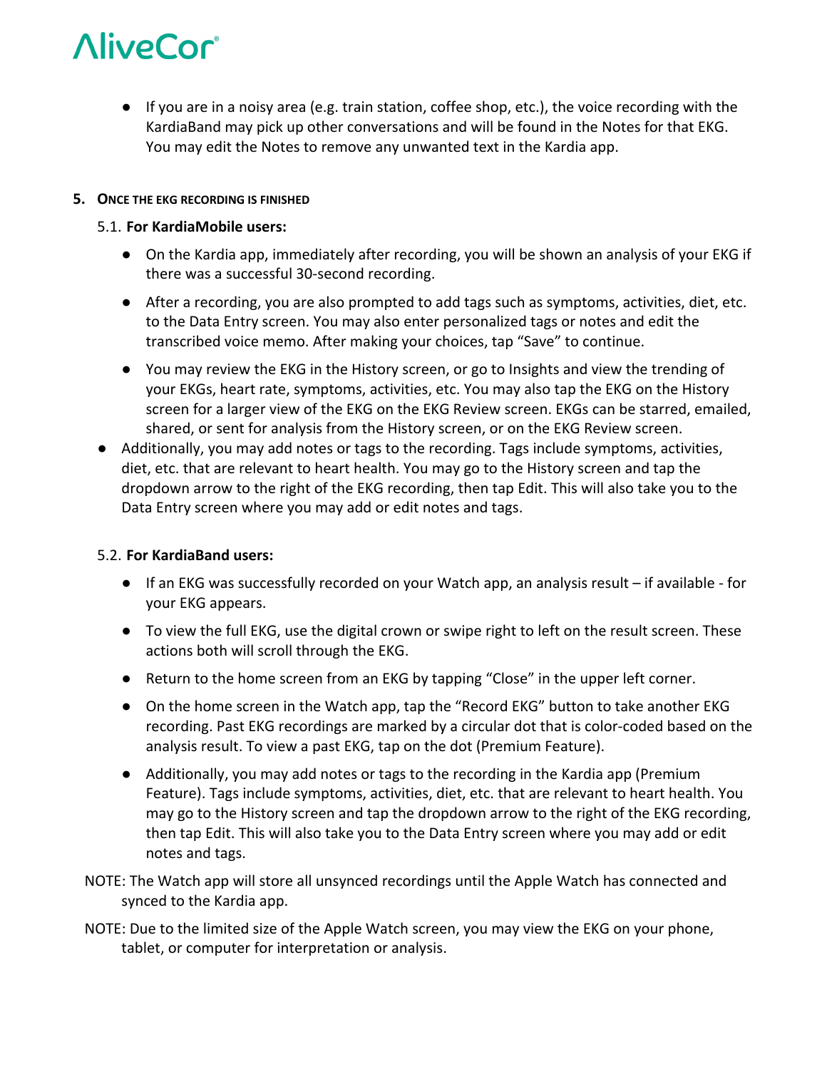- If you are in a noisy area (e.g. train station, coffee shop, etc.), the voice recording with the KardiaBand may pick up other conversations and will be found in the Notes for that EKG. You may edit the Notes to remove any unwanted text in the Kardia app.

**5. ONCE THE EKG RECORDING IS FINISHED**

5.1. **For KardiaMobile users:**

- On the Kardia app, immediately after recording, you will be shown an analysis of your EKG if there was a successful 30-second recording.
- After a recording, you are also prompted to add tags such as symptoms, activities, diet, etc. to the Data Entry screen. You may also enter personalized tags or notes and edit the transcribed voice memo. After making your choices, tap "Save" to continue.
- You may review the EKG in the History screen, or go to Insights and view the trending of your EKGs, heart rate, symptoms, activities, etc. You may also tap the EKG on the History screen for a larger view of the EKG on the EKG Review screen. EKGs can be starred, emailed, shared, or sent for analysis from the History screen, or on the EKG Review screen.
- Additionally, you may add notes or tags to the recording. Tags include symptoms, activities, diet, etc. that are relevant to heart health. You may go to the History screen and tap the dropdown arrow to the right of the EKG recording, then tap Edit. This will also take you to the Data Entry screen where you may add or edit notes and tags.

5.2. **For KardiaBand users:**

- If an EKG was successfully recorded on your Watch app, an analysis result – if available - for your EKG appears.
- To view the full EKG, use the digital crown or swipe right to left on the result screen. These actions both will scroll through the EKG.
- Return to the home screen from an EKG by tapping "Close" in the upper left corner.
- On the home screen in the Watch app, tap the "Record EKG" button to take another EKG recording. Past EKG recordings are marked by a circular dot that is color-coded based on the analysis result. To view a past EKG, tap on the dot (Premium Feature).
- Additionally, you may add notes or tags to the recording in the Kardia app (Premium Feature). Tags include symptoms, activities, diet, etc. that are relevant to heart health. You may go to the History screen and tap the dropdown arrow to the right of the EKG recording, then tap Edit. This will also take you to the Data Entry screen where you may add or edit notes and tags.

NOTE: The Watch app will store all unsynced recordings until the Apple Watch has connected and synced to the Kardia app.

NOTE: Due to the limited size of the Apple Watch screen, you may view the EKG on your phone, tablet, or computer for interpretation or analysis.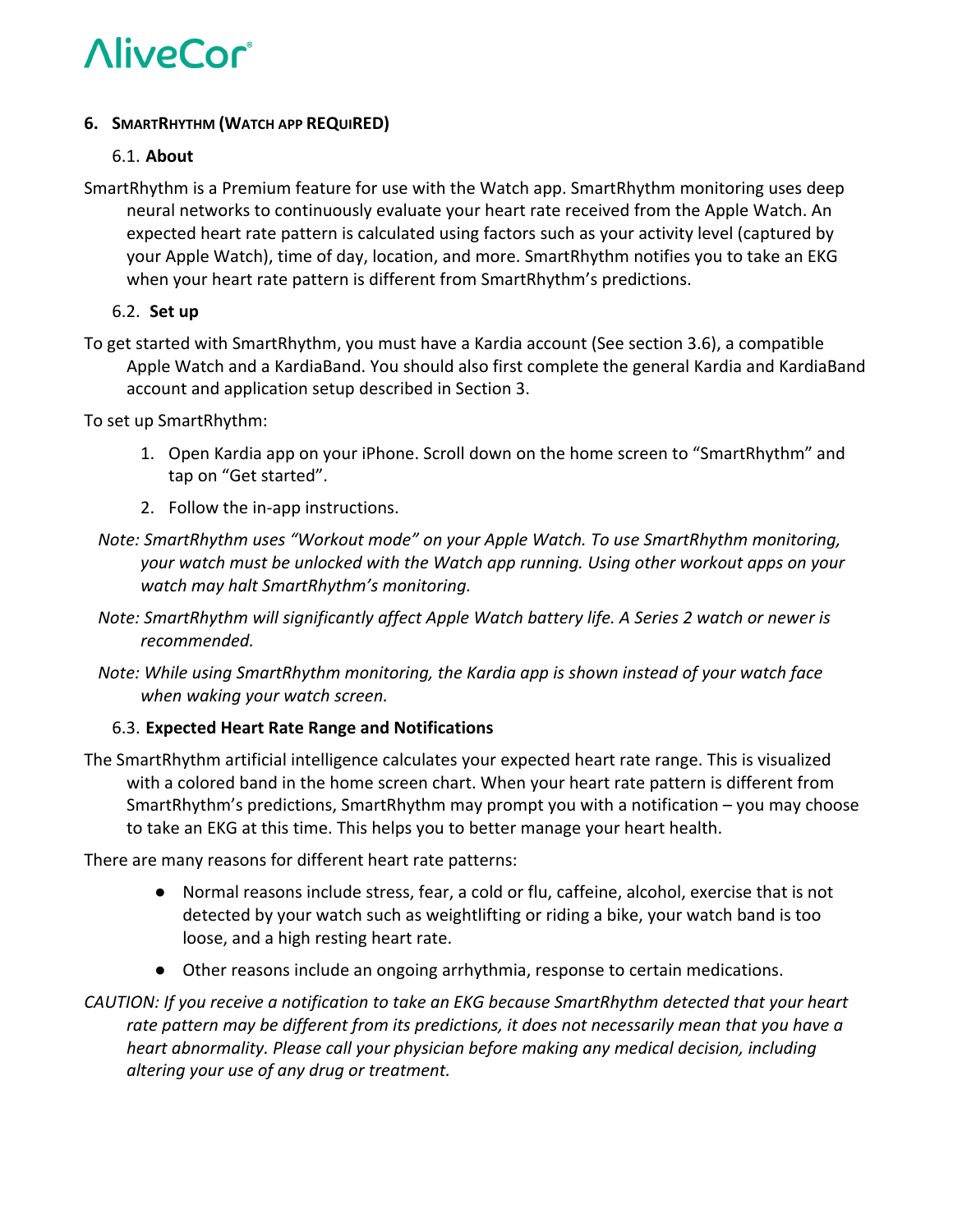## 6. SmartRhythm (Watch app REQUIRED)

### 6.1. About

SmartRhythm is a Premium feature for use with the Watch app. SmartRhythm monitoring uses deep neural networks to continuously evaluate your heart rate received from the Apple Watch. An expected heart rate pattern is calculated using factors such as your activity level (captured by your Apple Watch), time of day, location, and more. SmartRhythm notifies you to take an EKG when your heart rate pattern is different from SmartRhythm's predictions.

### 6.2. Set up

To get started with SmartRhythm, you must have a Kardia account (See section 3.6), a compatible Apple Watch and a KardiaBand. You should also first complete the general Kardia and KardiaBand account and application setup described in Section 3.

To set up SmartRhythm:

1. Open Kardia app on your iPhone. Scroll down on the home screen to "SmartRhythm" and tap on "Get started".
2. Follow the in-app instructions.

*Note: SmartRhythm uses "Workout mode" on your Apple Watch. To use SmartRhythm monitoring, your watch must be unlocked with the Watch app running. Using other workout apps on your watch may halt SmartRhythm's monitoring.*

*Note: SmartRhythm will significantly affect Apple Watch battery life. A Series 2 watch or newer is recommended.*

*Note: While using SmartRhythm monitoring, the Kardia app is shown instead of your watch face when waking your watch screen.*

### 6.3. Expected Heart Rate Range and Notifications

The SmartRhythm artificial intelligence calculates your expected heart rate range. This is visualized with a colored band in the home screen chart. When your heart rate pattern is different from SmartRhythm's predictions, SmartRhythm may prompt you with a notification – you may choose to take an EKG at this time. This helps you to better manage your heart health.

There are many reasons for different heart rate patterns:

- Normal reasons include stress, fear, a cold or flu, caffeine, alcohol, exercise that is not detected by your watch such as weightlifting or riding a bike, your watch band is too loose, and a high resting heart rate.
- Other reasons include an ongoing arrhythmia, response to certain medications.

*CAUTION: If you receive a notification to take an EKG because SmartRhythm detected that your heart rate pattern may be different from its predictions, it does not necessarily mean that you have a heart abnormality. Please call your physician before making any medical decision, including altering your use of any drug or treatment.*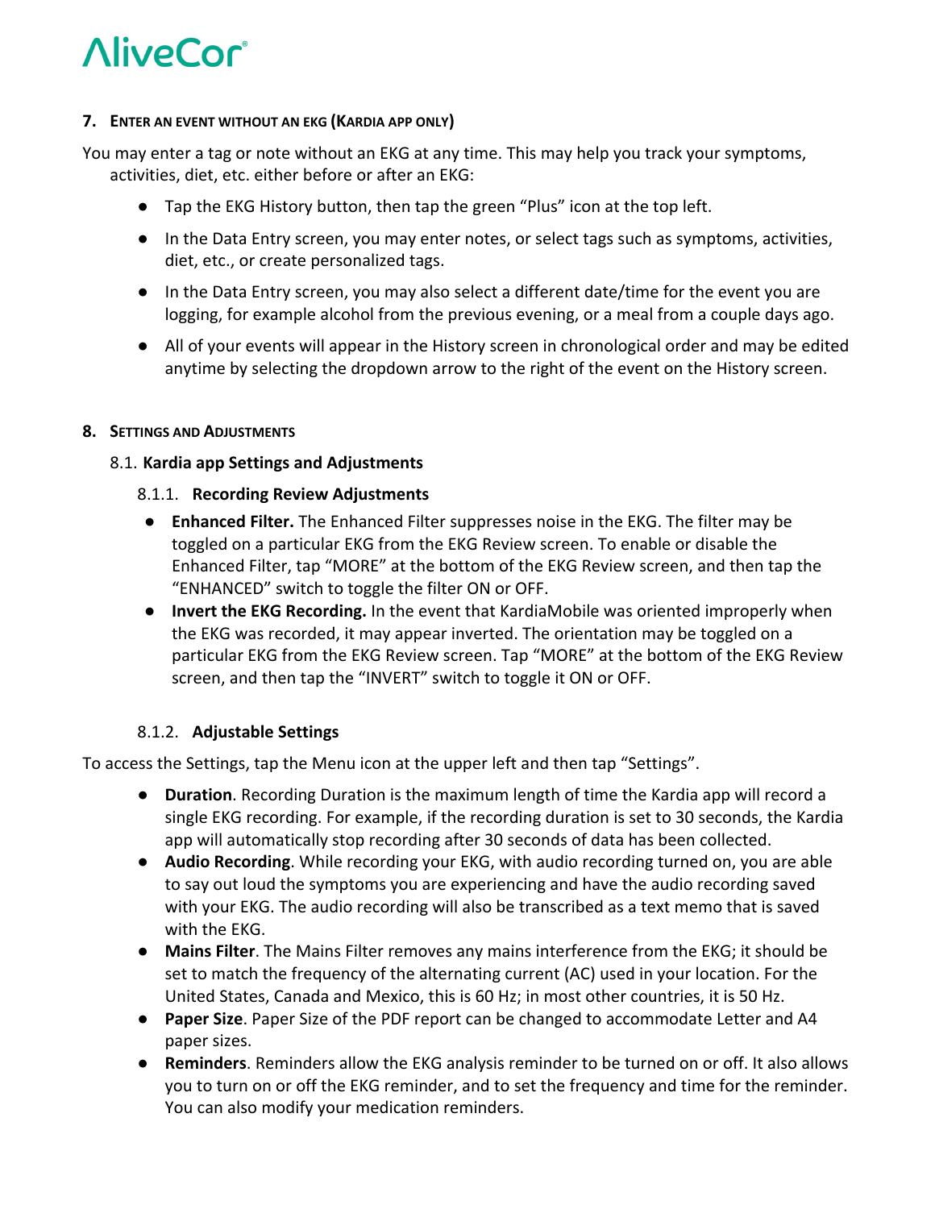## 7. Enter an event without an EKG (Kardia app only)

You may enter a tag or note without an EKG at any time. This may help you track your symptoms, activities, diet, etc. either before or after an EKG:

- Tap the EKG History button, then tap the green "Plus" icon at the top left.
- In the Data Entry screen, you may enter notes, or select tags such as symptoms, activities, diet, etc., or create personalized tags.
- In the Data Entry screen, you may also select a different date/time for the event you are logging, for example alcohol from the previous evening, or a meal from a couple days ago.
- All of your events will appear in the History screen in chronological order and may be edited anytime by selecting the dropdown arrow to the right of the event on the History screen.

## 8. Settings and Adjustments

### 8.1. Kardia app Settings and Adjustments

#### 8.1.1. Recording Review Adjustments

- **Enhanced Filter.** The Enhanced Filter suppresses noise in the EKG. The filter may be toggled on a particular EKG from the EKG Review screen. To enable or disable the Enhanced Filter, tap "MORE" at the bottom of the EKG Review screen, and then tap the "ENHANCED" switch to toggle the filter ON or OFF.
- **Invert the EKG Recording.** In the event that KardiaMobile was oriented improperly when the EKG was recorded, it may appear inverted. The orientation may be toggled on a particular EKG from the EKG Review screen. Tap "MORE" at the bottom of the EKG Review screen, and then tap the "INVERT" switch to toggle it ON or OFF.

#### 8.1.2. Adjustable Settings

To access the Settings, tap the Menu icon at the upper left and then tap "Settings".

- **Duration**. Recording Duration is the maximum length of time the Kardia app will record a single EKG recording. For example, if the recording duration is set to 30 seconds, the Kardia app will automatically stop recording after 30 seconds of data has been collected.
- **Audio Recording**. While recording your EKG, with audio recording turned on, you are able to say out loud the symptoms you are experiencing and have the audio recording saved with your EKG. The audio recording will also be transcribed as a text memo that is saved with the EKG.
- **Mains Filter**. The Mains Filter removes any mains interference from the EKG; it should be set to match the frequency of the alternating current (AC) used in your location. For the United States, Canada and Mexico, this is 60 Hz; in most other countries, it is 50 Hz.
- **Paper Size**. Paper Size of the PDF report can be changed to accommodate Letter and A4 paper sizes.
- **Reminders**. Reminders allow the EKG analysis reminder to be turned on or off. It also allows you to turn on or off the EKG reminder, and to set the frequency and time for the reminder. You can also modify your medication reminders.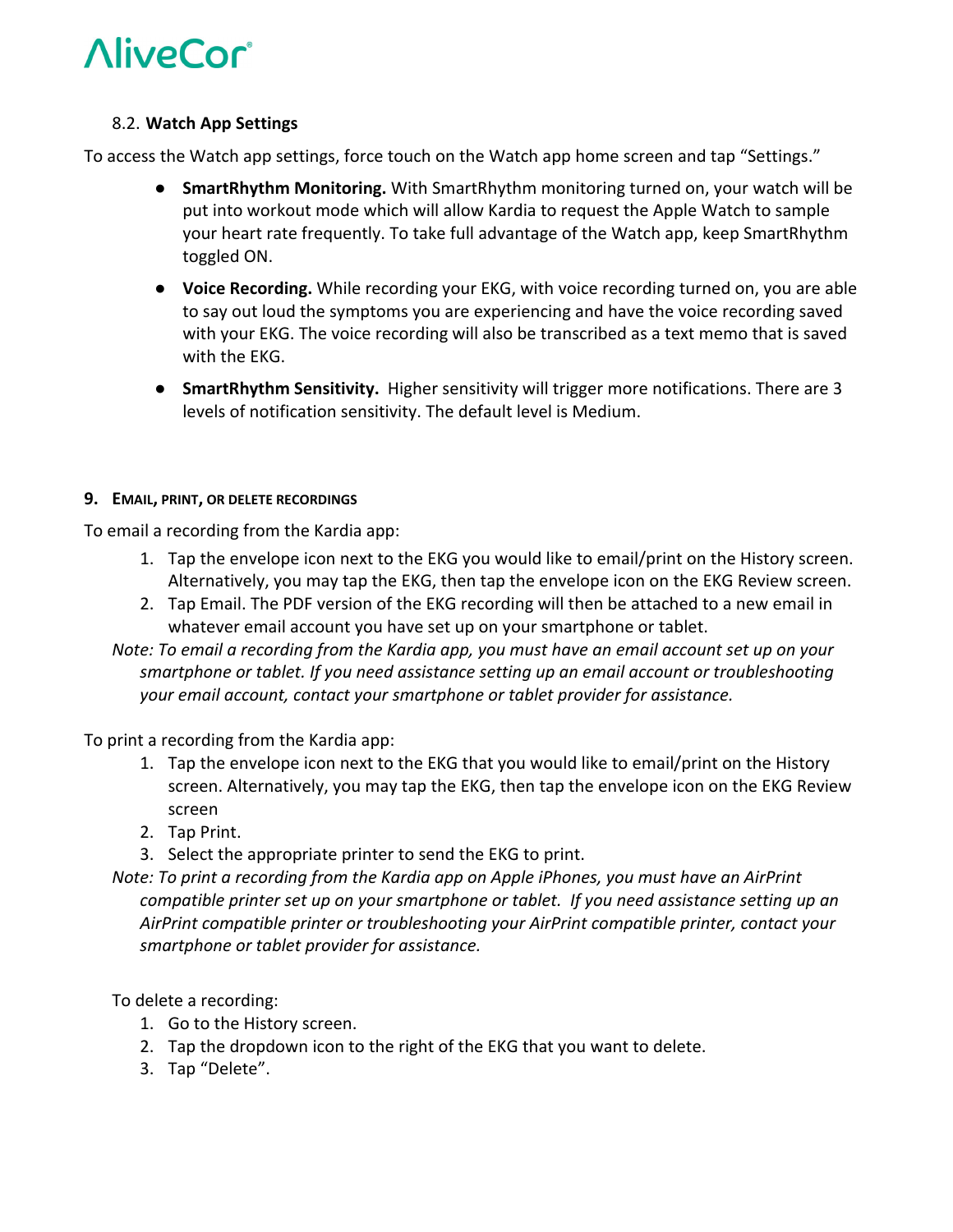### 8.2. Watch App Settings

To access the Watch app settings, force touch on the Watch app home screen and tap "Settings."

- **SmartRhythm Monitoring.** With SmartRhythm monitoring turned on, your watch will be put into workout mode which will allow Kardia to request the Apple Watch to sample your heart rate frequently. To take full advantage of the Watch app, keep SmartRhythm toggled ON.
- **Voice Recording.** While recording your EKG, with voice recording turned on, you are able to say out loud the symptoms you are experiencing and have the voice recording saved with your EKG. The voice recording will also be transcribed as a text memo that is saved with the EKG.
- **SmartRhythm Sensitivity.** Higher sensitivity will trigger more notifications. There are 3 levels of notification sensitivity. The default level is Medium.

## 9. EMAIL, PRINT, OR DELETE RECORDINGS

To email a recording from the Kardia app:

1. Tap the envelope icon next to the EKG you would like to email/print on the History screen. Alternatively, you may tap the EKG, then tap the envelope icon on the EKG Review screen.
2. Tap Email. The PDF version of the EKG recording will then be attached to a new email in whatever email account you have set up on your smartphone or tablet.

*Note: To email a recording from the Kardia app, you must have an email account set up on your smartphone or tablet. If you need assistance setting up an email account or troubleshooting your email account, contact your smartphone or tablet provider for assistance.*

To print a recording from the Kardia app:

1. Tap the envelope icon next to the EKG that you would like to email/print on the History screen. Alternatively, you may tap the EKG, then tap the envelope icon on the EKG Review screen
2. Tap Print.
3. Select the appropriate printer to send the EKG to print.

*Note: To print a recording from the Kardia app on Apple iPhones, you must have an AirPrint compatible printer set up on your smartphone or tablet. If you need assistance setting up an AirPrint compatible printer or troubleshooting your AirPrint compatible printer, contact your smartphone or tablet provider for assistance.*

To delete a recording:

1. Go to the History screen.
2. Tap the dropdown icon to the right of the EKG that you want to delete.
3. Tap "Delete".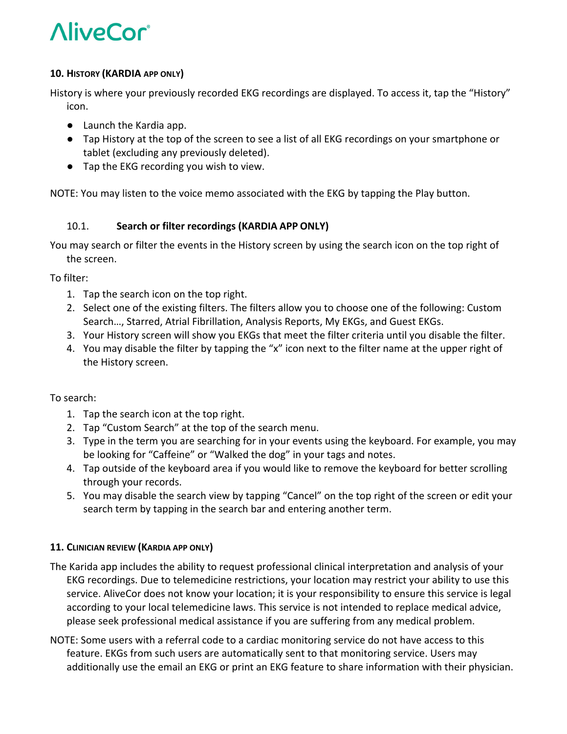## 10. HISTORY (KARDIA APP ONLY)

History is where your previously recorded EKG recordings are displayed. To access it, tap the "History" icon.

- Launch the Kardia app.
- Tap History at the top of the screen to see a list of all EKG recordings on your smartphone or tablet (excluding any previously deleted).
- Tap the EKG recording you wish to view.

NOTE: You may listen to the voice memo associated with the EKG by tapping the Play button.

### 10.1. Search or filter recordings (KARDIA APP ONLY)

You may search or filter the events in the History screen by using the search icon on the top right of the screen.

To filter:

1. Tap the search icon on the top right.
2. Select one of the existing filters. The filters allow you to choose one of the following: Custom Search…, Starred, Atrial Fibrillation, Analysis Reports, My EKGs, and Guest EKGs.
3. Your History screen will show you EKGs that meet the filter criteria until you disable the filter.
4. You may disable the filter by tapping the "x" icon next to the filter name at the upper right of the History screen.

To search:

1. Tap the search icon at the top right.
2. Tap "Custom Search" at the top of the search menu.
3. Type in the term you are searching for in your events using the keyboard. For example, you may be looking for "Caffeine" or "Walked the dog" in your tags and notes.
4. Tap outside of the keyboard area if you would like to remove the keyboard for better scrolling through your records.
5. You may disable the search view by tapping "Cancel" on the top right of the screen or edit your search term by tapping in the search bar and entering another term.

## 11. CLINICIAN REVIEW (KARDIA APP ONLY)

The Karida app includes the ability to request professional clinical interpretation and analysis of your EKG recordings. Due to telemedicine restrictions, your location may restrict your ability to use this service. AliveCor does not know your location; it is your responsibility to ensure this service is legal according to your local telemedicine laws. This service is not intended to replace medical advice, please seek professional medical assistance if you are suffering from any medical problem.

NOTE: Some users with a referral code to a cardiac monitoring service do not have access to this feature. EKGs from such users are automatically sent to that monitoring service. Users may additionally use the email an EKG or print an EKG feature to share information with their physician.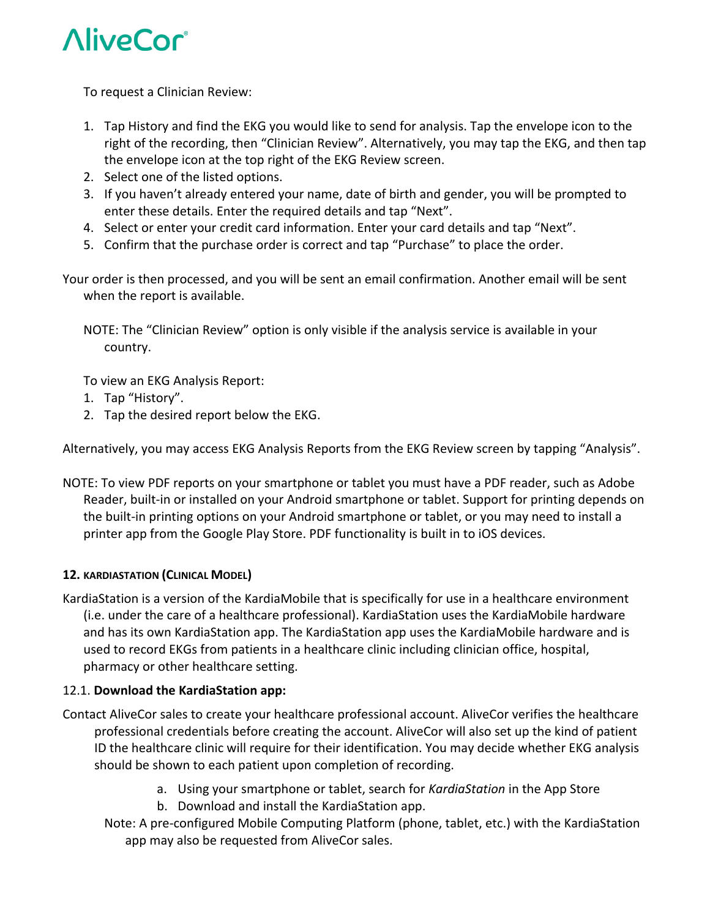To request a Clinician Review:

1. Tap History and find the EKG you would like to send for analysis. Tap the envelope icon to the right of the recording, then "Clinician Review". Alternatively, you may tap the EKG, and then tap the envelope icon at the top right of the EKG Review screen.
2. Select one of the listed options.
3. If you haven't already entered your name, date of birth and gender, you will be prompted to enter these details. Enter the required details and tap "Next".
4. Select or enter your credit card information. Enter your card details and tap "Next".
5. Confirm that the purchase order is correct and tap "Purchase" to place the order.

Your order is then processed, and you will be sent an email confirmation. Another email will be sent when the report is available.

NOTE: The "Clinician Review" option is only visible if the analysis service is available in your country.

To view an EKG Analysis Report:

1. Tap "History".
2. Tap the desired report below the EKG.

Alternatively, you may access EKG Analysis Reports from the EKG Review screen by tapping "Analysis".

NOTE: To view PDF reports on your smartphone or tablet you must have a PDF reader, such as Adobe Reader, built-in or installed on your Android smartphone or tablet. Support for printing depends on the built-in printing options on your Android smartphone or tablet, or you may need to install a printer app from the Google Play Store. PDF functionality is built in to iOS devices.

## 12. KARDIASTATION (CLINICAL MODEL)

KardiaStation is a version of the KardiaMobile that is specifically for use in a healthcare environment (i.e. under the care of a healthcare professional). KardiaStation uses the KardiaMobile hardware and has its own KardiaStation app. The KardiaStation app uses the KardiaMobile hardware and is used to record EKGs from patients in a healthcare clinic including clinician office, hospital, pharmacy or other healthcare setting.

### 12.1. Download the KardiaStation app:

Contact AliveCor sales to create your healthcare professional account. AliveCor verifies the healthcare professional credentials before creating the account. AliveCor will also set up the kind of patient ID the healthcare clinic will require for their identification. You may decide whether EKG analysis should be shown to each patient upon completion of recording.

a. Using your smartphone or tablet, search for *KardiaStation* in the App Store
b. Download and install the KardiaStation app.

Note: A pre-configured Mobile Computing Platform (phone, tablet, etc.) with the KardiaStation app may also be requested from AliveCor sales.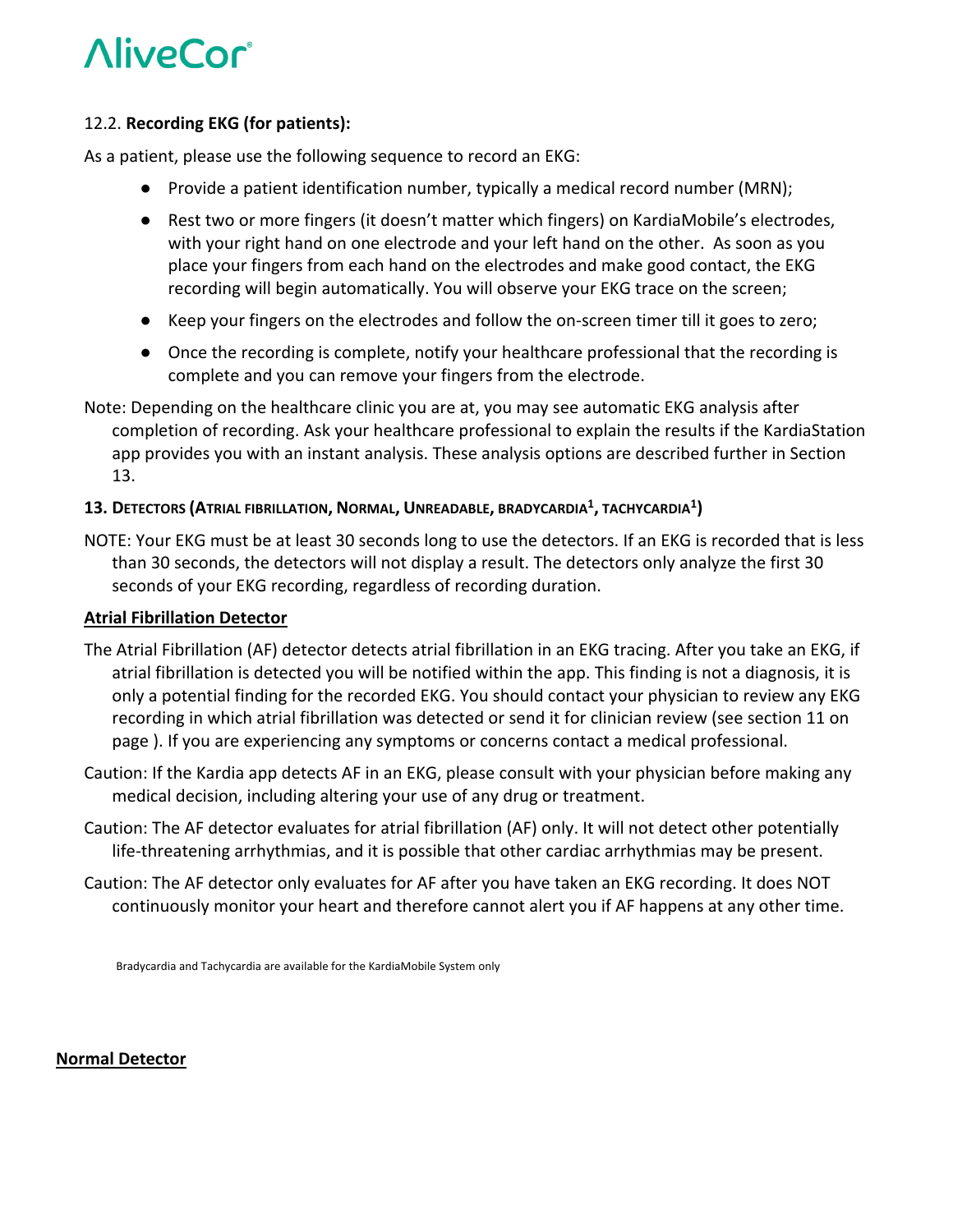12.2. **Recording EKG (for patients):**

As a patient, please use the following sequence to record an EKG:

- Provide a patient identification number, typically a medical record number (MRN);
- Rest two or more fingers (it doesn't matter which fingers) on KardiaMobile's electrodes, with your right hand on one electrode and your left hand on the other. As soon as you place your fingers from each hand on the electrodes and make good contact, the EKG recording will begin automatically. You will observe your EKG trace on the screen;
- Keep your fingers on the electrodes and follow the on-screen timer till it goes to zero;
- Once the recording is complete, notify your healthcare professional that the recording is complete and you can remove your fingers from the electrode.

Note: Depending on the healthcare clinic you are at, you may see automatic EKG analysis after completion of recording. Ask your healthcare professional to explain the results if the KardiaStation app provides you with an instant analysis. These analysis options are described further in Section 13.

## 13. Detectors (Atrial fibrillation, Normal, Unreadable, bradycardia[1], tachycardia[1])

NOTE: Your EKG must be at least 30 seconds long to use the detectors. If an EKG is recorded that is less than 30 seconds, the detectors will not display a result. The detectors only analyze the first 30 seconds of your EKG recording, regardless of recording duration.

### Atrial Fibrillation Detector

The Atrial Fibrillation (AF) detector detects atrial fibrillation in an EKG tracing. After you take an EKG, if atrial fibrillation is detected you will be notified within the app. This finding is not a diagnosis, it is only a potential finding for the recorded EKG. You should contact your physician to review any EKG recording in which atrial fibrillation was detected or send it for clinician review (see section 11 on page ). If you are experiencing any symptoms or concerns contact a medical professional.

Caution: If the Kardia app detects AF in an EKG, please consult with your physician before making any medical decision, including altering your use of any drug or treatment.

Caution: The AF detector evaluates for atrial fibrillation (AF) only. It will not detect other potentially life-threatening arrhythmias, and it is possible that other cardiac arrhythmias may be present.

Caution: The AF detector only evaluates for AF after you have taken an EKG recording. It does NOT continuously monitor your heart and therefore cannot alert you if AF happens at any other time.

[1] Bradycardia and Tachycardia are available for the KardiaMobile System only

### Normal Detector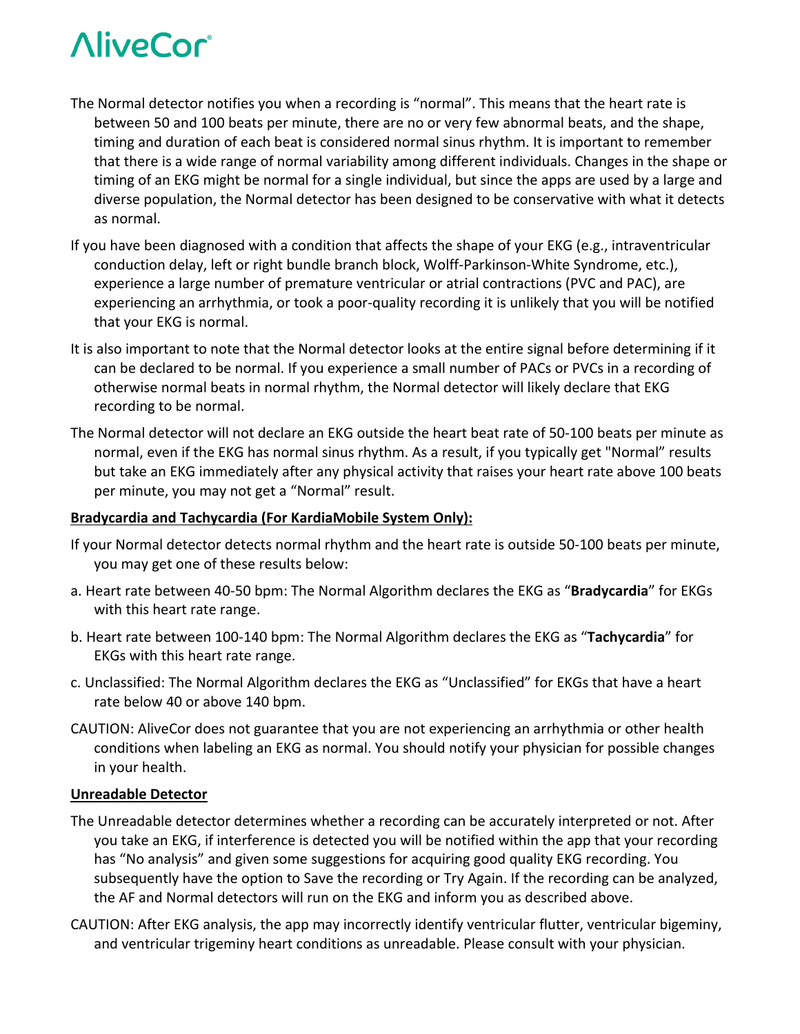The Normal detector notifies you when a recording is "normal". This means that the heart rate is between 50 and 100 beats per minute, there are no or very few abnormal beats, and the shape, timing and duration of each beat is considered normal sinus rhythm. It is important to remember that there is a wide range of normal variability among different individuals. Changes in the shape or timing of an EKG might be normal for a single individual, but since the apps are used by a large and diverse population, the Normal detector has been designed to be conservative with what it detects as normal.

If you have been diagnosed with a condition that affects the shape of your EKG (e.g., intraventricular conduction delay, left or right bundle branch block, Wolff-Parkinson-White Syndrome, etc.), experience a large number of premature ventricular or atrial contractions (PVC and PAC), are experiencing an arrhythmia, or took a poor-quality recording it is unlikely that you will be notified that your EKG is normal.

It is also important to note that the Normal detector looks at the entire signal before determining if it can be declared to be normal. If you experience a small number of PACs or PVCs in a recording of otherwise normal beats in normal rhythm, the Normal detector will likely declare that EKG recording to be normal.

The Normal detector will not declare an EKG outside the heart beat rate of 50-100 beats per minute as normal, even if the EKG has normal sinus rhythm. As a result, if you typically get "Normal" results but take an EKG immediately after any physical activity that raises your heart rate above 100 beats per minute, you may not get a "Normal" result.

**Bradycardia and Tachycardia (For KardiaMobile System Only):**

If your Normal detector detects normal rhythm and the heart rate is outside 50-100 beats per minute, you may get one of these results below:

a. Heart rate between 40-50 bpm: The Normal Algorithm declares the EKG as "**Bradycardia**" for EKGs with this heart rate range.

b. Heart rate between 100-140 bpm: The Normal Algorithm declares the EKG as "**Tachycardia**" for EKGs with this heart rate range.

c. Unclassified: The Normal Algorithm declares the EKG as "Unclassified" for EKGs that have a heart rate below 40 or above 140 bpm.

CAUTION: AliveCor does not guarantee that you are not experiencing an arrhythmia or other health conditions when labeling an EKG as normal. You should notify your physician for possible changes in your health.

**Unreadable Detector**

The Unreadable detector determines whether a recording can be accurately interpreted or not. After you take an EKG, if interference is detected you will be notified within the app that your recording has "No analysis" and given some suggestions for acquiring good quality EKG recording. You subsequently have the option to Save the recording or Try Again. If the recording can be analyzed, the AF and Normal detectors will run on the EKG and inform you as described above.

CAUTION: After EKG analysis, the app may incorrectly identify ventricular flutter, ventricular bigeminy, and ventricular trigeminy heart conditions as unreadable. Please consult with your physician.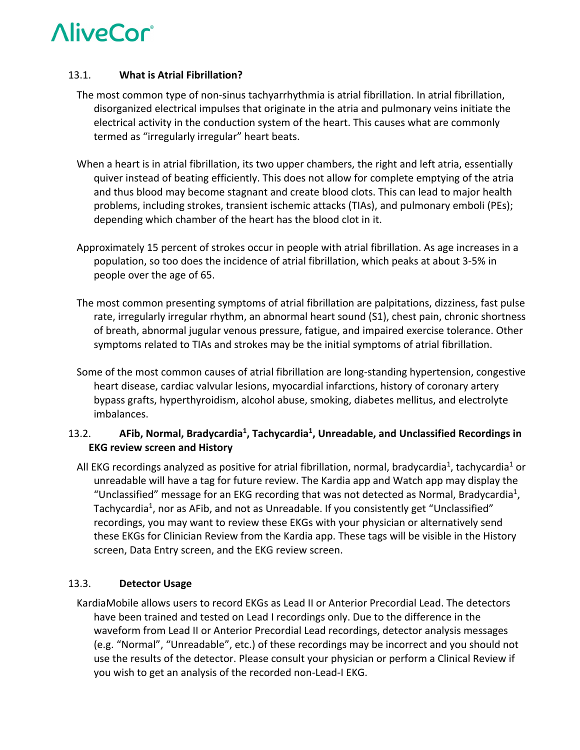### 13.1. What is Atrial Fibrillation?

The most common type of non-sinus tachyarrhythmia is atrial fibrillation. In atrial fibrillation, disorganized electrical impulses that originate in the atria and pulmonary veins initiate the electrical activity in the conduction system of the heart. This causes what are commonly termed as "irregularly irregular" heart beats.

When a heart is in atrial fibrillation, its two upper chambers, the right and left atria, essentially quiver instead of beating efficiently. This does not allow for complete emptying of the atria and thus blood may become stagnant and create blood clots. This can lead to major health problems, including strokes, transient ischemic attacks (TIAs), and pulmonary emboli (PEs); depending which chamber of the heart has the blood clot in it.

Approximately 15 percent of strokes occur in people with atrial fibrillation. As age increases in a population, so too does the incidence of atrial fibrillation, which peaks at about 3-5% in people over the age of 65.

The most common presenting symptoms of atrial fibrillation are palpitations, dizziness, fast pulse rate, irregularly irregular rhythm, an abnormal heart sound (S1), chest pain, chronic shortness of breath, abnormal jugular venous pressure, fatigue, and impaired exercise tolerance. Other symptoms related to TIAs and strokes may be the initial symptoms of atrial fibrillation.

Some of the most common causes of atrial fibrillation are long-standing hypertension, congestive heart disease, cardiac valvular lesions, myocardial infarctions, history of coronary artery bypass grafts, hyperthyroidism, alcohol abuse, smoking, diabetes mellitus, and electrolyte imbalances.

### 13.2. AFib, Normal, Bradycardia[1], Tachycardia[1], Unreadable, and Unclassified Recordings in EKG review screen and History

All EKG recordings analyzed as positive for atrial fibrillation, normal, bradycardia[1], tachycardia[1] or unreadable will have a tag for future review. The Kardia app and Watch app may display the "Unclassified" message for an EKG recording that was not detected as Normal, Bradycardia[1], Tachycardia[1], nor as AFib, and not as Unreadable. If you consistently get "Unclassified" recordings, you may want to review these EKGs with your physician or alternatively send these EKGs for Clinician Review from the Kardia app. These tags will be visible in the History screen, Data Entry screen, and the EKG review screen.

### 13.3. Detector Usage

KardiaMobile allows users to record EKGs as Lead II or Anterior Precordial Lead. The detectors have been trained and tested on Lead I recordings only. Due to the difference in the waveform from Lead II or Anterior Precordial Lead recordings, detector analysis messages (e.g. "Normal", "Unreadable", etc.) of these recordings may be incorrect and you should not use the results of the detector. Please consult your physician or perform a Clinical Review if you wish to get an analysis of the recorded non-Lead-I EKG.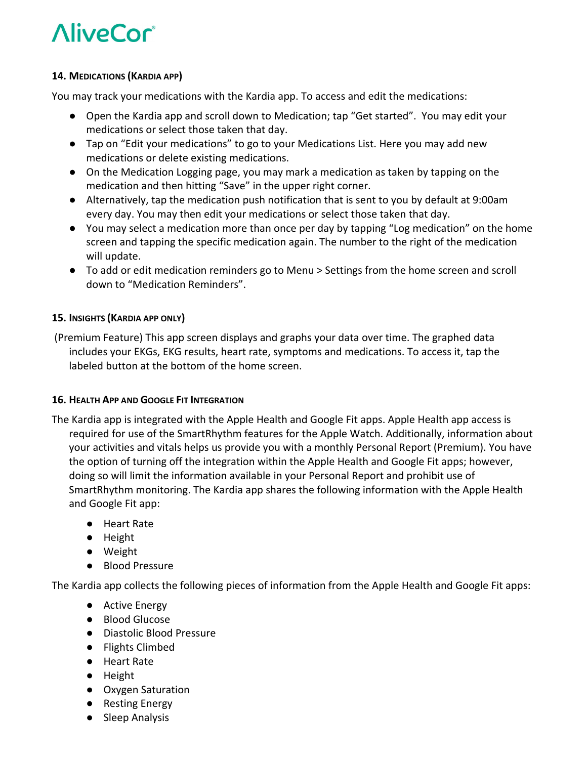### 14. Medications (Kardia app)

You may track your medications with the Kardia app. To access and edit the medications:

- Open the Kardia app and scroll down to Medication; tap "Get started". You may edit your medications or select those taken that day.
- Tap on "Edit your medications" to go to your Medications List. Here you may add new medications or delete existing medications.
- On the Medication Logging page, you may mark a medication as taken by tapping on the medication and then hitting "Save" in the upper right corner.
- Alternatively, tap the medication push notification that is sent to you by default at 9:00am every day. You may then edit your medications or select those taken that day.
- You may select a medication more than once per day by tapping "Log medication" on the home screen and tapping the specific medication again. The number to the right of the medication will update.
- To add or edit medication reminders go to Menu > Settings from the home screen and scroll down to "Medication Reminders".

### 15. Insights (Kardia app only)

(Premium Feature) This app screen displays and graphs your data over time. The graphed data includes your EKGs, EKG results, heart rate, symptoms and medications. To access it, tap the labeled button at the bottom of the home screen.

### 16. Health App and Google Fit Integration

The Kardia app is integrated with the Apple Health and Google Fit apps. Apple Health app access is required for use of the SmartRhythm features for the Apple Watch. Additionally, information about your activities and vitals helps us provide you with a monthly Personal Report (Premium). You have the option of turning off the integration within the Apple Health and Google Fit apps; however, doing so will limit the information available in your Personal Report and prohibit use of SmartRhythm monitoring. The Kardia app shares the following information with the Apple Health and Google Fit app:

- Heart Rate
- Height
- Weight
- Blood Pressure

The Kardia app collects the following pieces of information from the Apple Health and Google Fit apps:

- Active Energy
- Blood Glucose
- Diastolic Blood Pressure
- Flights Climbed
- Heart Rate
- Height
- Oxygen Saturation
- Resting Energy
- Sleep Analysis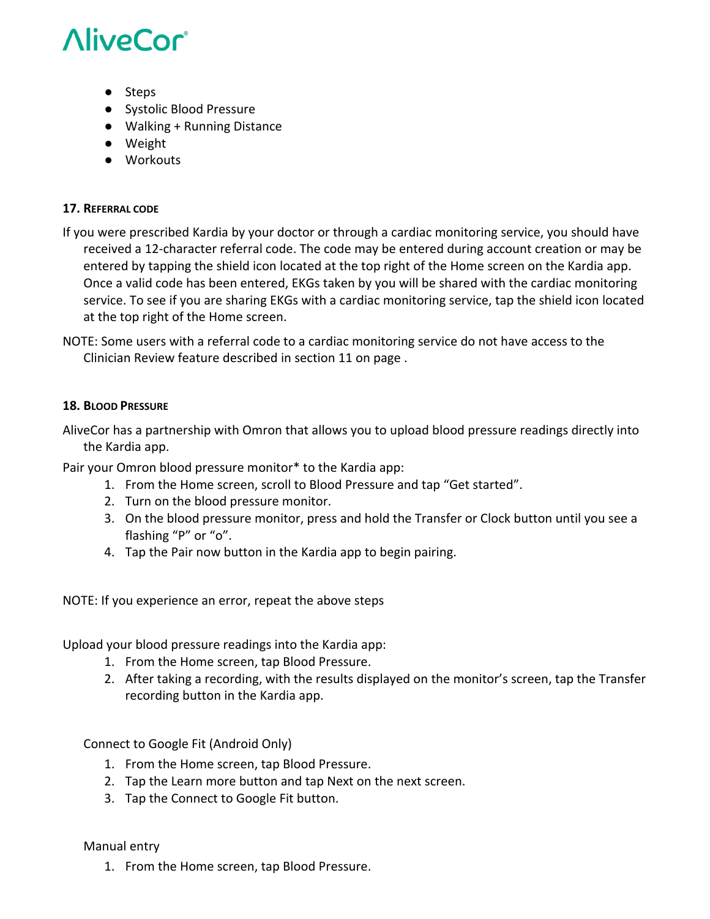- Steps
- Systolic Blood Pressure
- Walking + Running Distance
- Weight
- Workouts

## 17. Referral code

If you were prescribed Kardia by your doctor or through a cardiac monitoring service, you should have received a 12-character referral code. The code may be entered during account creation or may be entered by tapping the shield icon located at the top right of the Home screen on the Kardia app. Once a valid code has been entered, EKGs taken by you will be shared with the cardiac monitoring service. To see if you are sharing EKGs with a cardiac monitoring service, tap the shield icon located at the top right of the Home screen.

NOTE: Some users with a referral code to a cardiac monitoring service do not have access to the Clinician Review feature described in section 11 on page .

## 18. Blood Pressure

AliveCor has a partnership with Omron that allows you to upload blood pressure readings directly into the Kardia app.

Pair your Omron blood pressure monitor* to the Kardia app:

1. From the Home screen, scroll to Blood Pressure and tap "Get started".
2. Turn on the blood pressure monitor.
3. On the blood pressure monitor, press and hold the Transfer or Clock button until you see a flashing "P" or "o".
4. Tap the Pair now button in the Kardia app to begin pairing.

NOTE: If you experience an error, repeat the above steps

Upload your blood pressure readings into the Kardia app:

1. From the Home screen, tap Blood Pressure.
2. After taking a recording, with the results displayed on the monitor's screen, tap the Transfer recording button in the Kardia app.

Connect to Google Fit (Android Only)

1. From the Home screen, tap Blood Pressure.
2. Tap the Learn more button and tap Next on the next screen.
3. Tap the Connect to Google Fit button.

Manual entry

1. From the Home screen, tap Blood Pressure.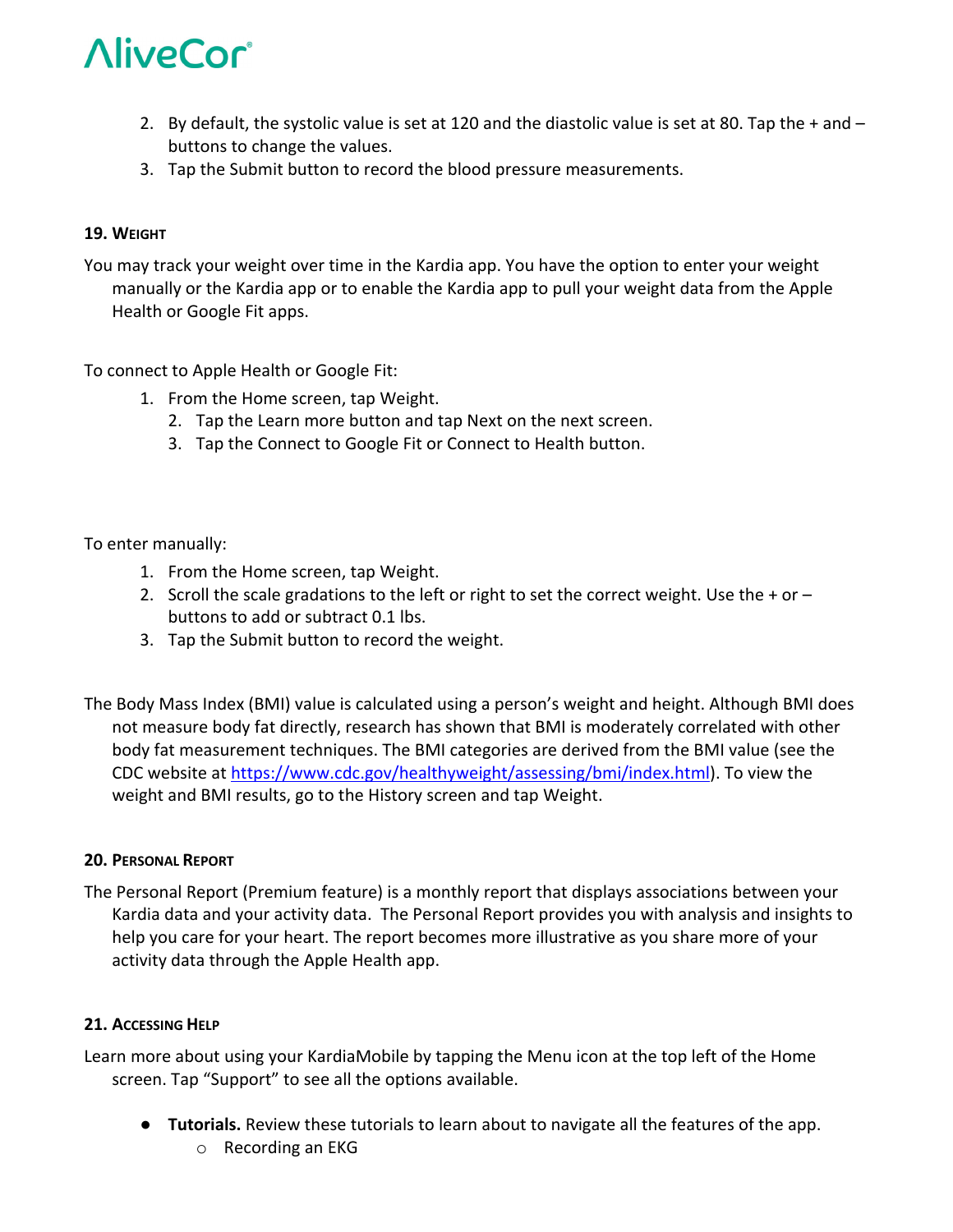2. By default, the systolic value is set at 120 and the diastolic value is set at 80. Tap the + and – buttons to change the values.
3. Tap the Submit button to record the blood pressure measurements.

## 19. Weight

You may track your weight over time in the Kardia app. You have the option to enter your weight manually or the Kardia app or to enable the Kardia app to pull your weight data from the Apple Health or Google Fit apps.

To connect to Apple Health or Google Fit:

1. From the Home screen, tap Weight.
2. Tap the Learn more button and tap Next on the next screen.
3. Tap the Connect to Google Fit or Connect to Health button.

To enter manually:

1. From the Home screen, tap Weight.
2. Scroll the scale gradations to the left or right to set the correct weight. Use the + or – buttons to add or subtract 0.1 lbs.
3. Tap the Submit button to record the weight.

The Body Mass Index (BMI) value is calculated using a person's weight and height. Although BMI does not measure body fat directly, research has shown that BMI is moderately correlated with other body fat measurement techniques. The BMI categories are derived from the BMI value (see the CDC website at https://www.cdc.gov/healthyweight/assessing/bmi/index.html). To view the weight and BMI results, go to the History screen and tap Weight.

## 20. Personal Report

The Personal Report (Premium feature) is a monthly report that displays associations between your Kardia data and your activity data. The Personal Report provides you with analysis and insights to help you care for your heart. The report becomes more illustrative as you share more of your activity data through the Apple Health app.

## 21. Accessing Help

Learn more about using your KardiaMobile by tapping the Menu icon at the top left of the Home screen. Tap "Support" to see all the options available.

- **Tutorials.** Review these tutorials to learn about to navigate all the features of the app.
  - Recording an EKG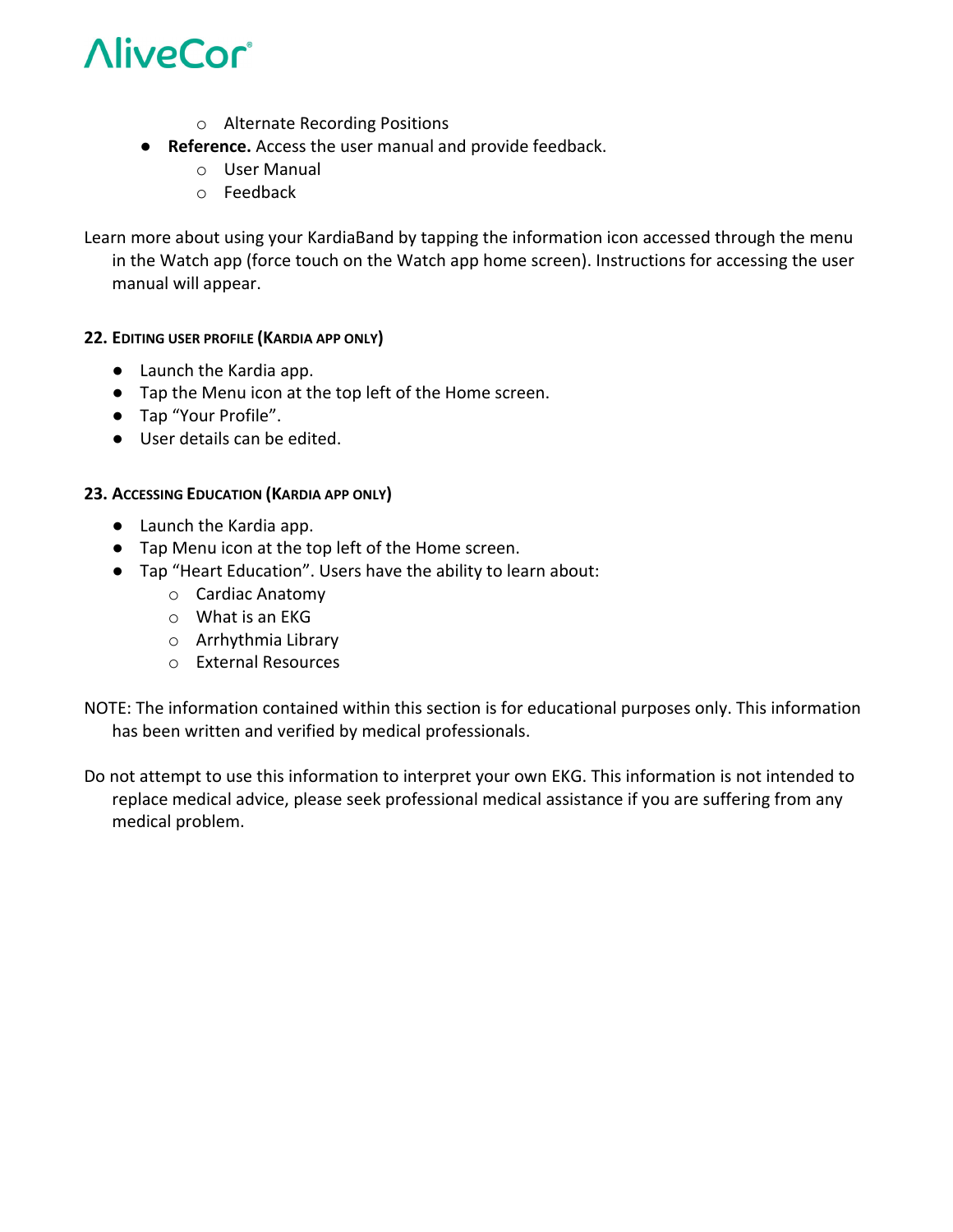- Alternate Recording Positions
- **Reference.** Access the user manual and provide feedback.
  - User Manual
  - Feedback

Learn more about using your KardiaBand by tapping the information icon accessed through the menu in the Watch app (force touch on the Watch app home screen). Instructions for accessing the user manual will appear.

### 22. Editing User Profile (Kardia App Only)

- Launch the Kardia app.
- Tap the Menu icon at the top left of the Home screen.
- Tap “Your Profile”.
- User details can be edited.

### 23. Accessing Education (Kardia App Only)

- Launch the Kardia app.
- Tap Menu icon at the top left of the Home screen.
- Tap “Heart Education”. Users have the ability to learn about:
  - Cardiac Anatomy
  - What is an EKG
  - Arrhythmia Library
  - External Resources

NOTE: The information contained within this section is for educational purposes only. This information has been written and verified by medical professionals.

Do not attempt to use this information to interpret your own EKG. This information is not intended to replace medical advice, please seek professional medical assistance if you are suffering from any medical problem.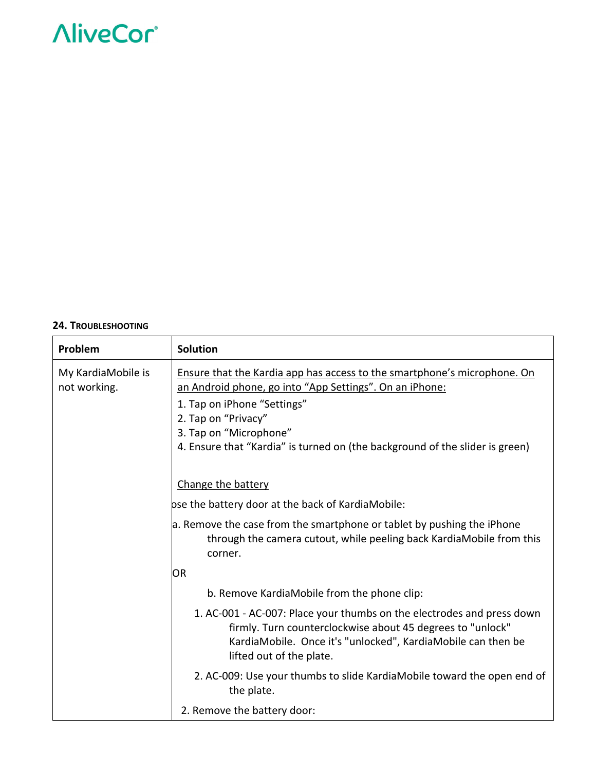**24. TROUBLESHOOTING**

| Problem | Solution |
| --- | --- |
| My KardiaMobile is not working. | <u>Ensure that the Kardia app has access to the smartphone's microphone. On an Android phone, go into "App Settings". On an iPhone:</u><br>1. Tap on iPhone "Settings"<br>2. Tap on "Privacy"<br>3. Tap on "Microphone"<br>4. Ensure that "Kardia" is turned on (the background of the slider is green)<br><br><u>Change the battery</u><br>ose the battery door at the back of KardiaMobile:<br>a. Remove the case from the smartphone or tablet by pushing the iPhone through the camera cutout, while peeling back KardiaMobile from this corner.<br>OR<br>b. Remove KardiaMobile from the phone clip:<br>1. AC-001 - AC-007: Place your thumbs on the electrodes and press down firmly. Turn counterclockwise about 45 degrees to "unlock" KardiaMobile. Once it's "unlocked", KardiaMobile can then be lifted out of the plate.<br>2. AC-009: Use your thumbs to slide KardiaMobile toward the open end of the plate.<br>2. Remove the battery door: |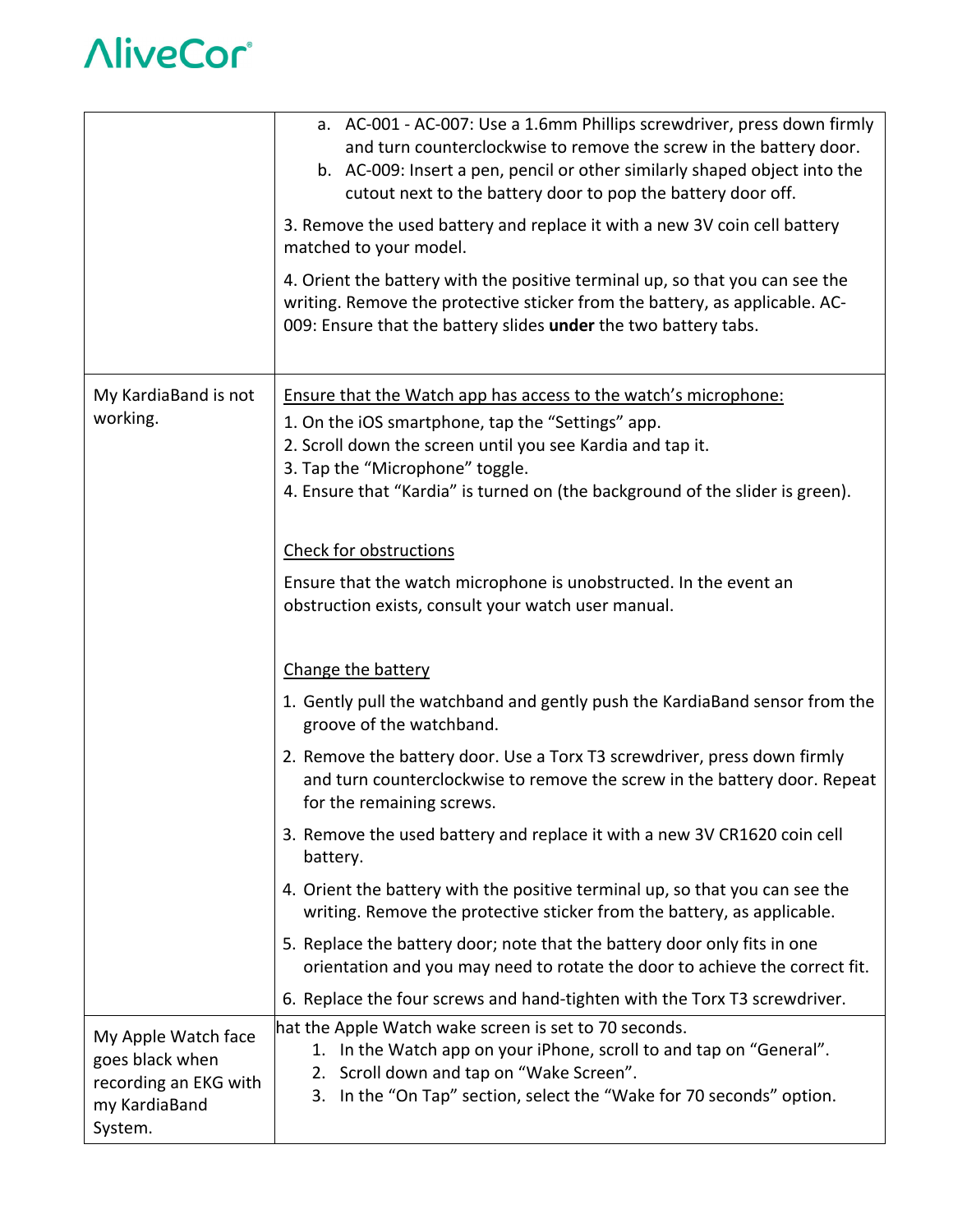| | |
|---|---|
| | a. AC-001 - AC-007: Use a 1.6mm Phillips screwdriver, press down firmly and turn counterclockwise to remove the screw in the battery door.<br>b. AC-009: Insert a pen, pencil or other similarly shaped object into the cutout next to the battery door to pop the battery door off.<br><br>3. Remove the used battery and replace it with a new 3V coin cell battery matched to your model.<br><br>4. Orient the battery with the positive terminal up, so that you can see the writing. Remove the protective sticker from the battery, as applicable. AC-009: Ensure that the battery slides **under** the two battery tabs. |
| My KardiaBand is not working. | Ensure that the Watch app has access to the watch's microphone:<br>1. On the iOS smartphone, tap the "Settings" app.<br>2. Scroll down the screen until you see Kardia and tap it.<br>3. Tap the "Microphone" toggle.<br>4. Ensure that "Kardia" is turned on (the background of the slider is green).<br><br>Check for obstructions<br><br>Ensure that the watch microphone is unobstructed. In the event an obstruction exists, consult your watch user manual.<br><br>Change the battery<br><br>1. Gently pull the watchband and gently push the KardiaBand sensor from the groove of the watchband.<br>2. Remove the battery door. Use a Torx T3 screwdriver, press down firmly and turn counterclockwise to remove the screw in the battery door. Repeat for the remaining screws.<br>3. Remove the used battery and replace it with a new 3V CR1620 coin cell battery.<br>4. Orient the battery with the positive terminal up, so that you can see the writing. Remove the protective sticker from the battery, as applicable.<br>5. Replace the battery door; note that the battery door only fits in one orientation and you may need to rotate the door to achieve the correct fit.<br>6. Replace the four screws and hand-tighten with the Torx T3 screwdriver. |
| My Apple Watch face goes black when recording an EKG with my KardiaBand System. | hat the Apple Watch wake screen is set to 70 seconds.<br>1. In the Watch app on your iPhone, scroll to and tap on "General".<br>2. Scroll down and tap on "Wake Screen".<br>3. In the "On Tap" section, select the "Wake for 70 seconds" option. |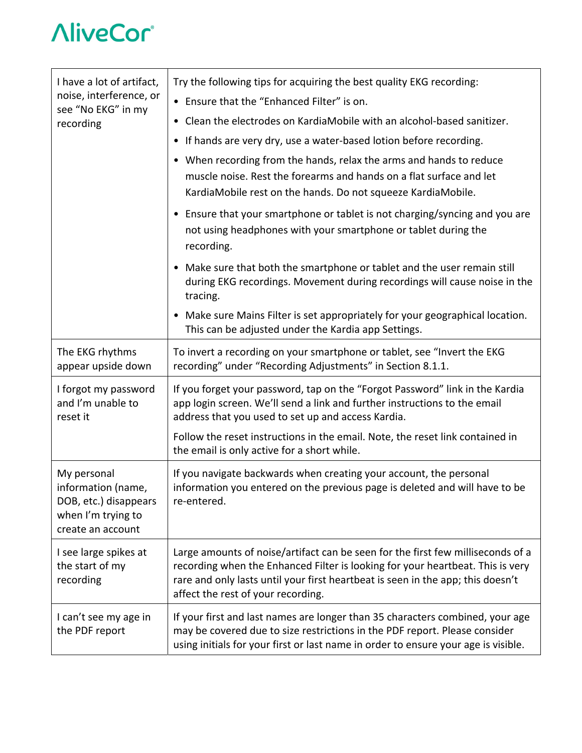| I have a lot of artifact, noise, interference, or see "No EKG" in my recording | Try the following tips for acquiring the best quality EKG recording:<br>• Ensure that the "Enhanced Filter" is on.<br>• Clean the electrodes on KardiaMobile with an alcohol-based sanitizer.<br>• If hands are very dry, use a water-based lotion before recording.<br>• When recording from the hands, relax the arms and hands to reduce muscle noise. Rest the forearms and hands on a flat surface and let KardiaMobile rest on the hands. Do not squeeze KardiaMobile.<br>• Ensure that your smartphone or tablet is not charging/syncing and you are not using headphones with your smartphone or tablet during the recording.<br>• Make sure that both the smartphone or tablet and the user remain still during EKG recordings. Movement during recordings will cause noise in the tracing.<br>• Make sure Mains Filter is set appropriately for your geographical location. This can be adjusted under the Kardia app Settings. |
|---|---|
| The EKG rhythms appear upside down | To invert a recording on your smartphone or tablet, see "Invert the EKG recording" under "Recording Adjustments" in Section 8.1.1. |
| I forgot my password and I'm unable to reset it | If you forget your password, tap on the "Forgot Password" link in the Kardia app login screen. We'll send a link and further instructions to the email address that you used to set up and access Kardia.<br>Follow the reset instructions in the email. Note, the reset link contained in the email is only active for a short while. |
| My personal information (name, DOB, etc.) disappears when I'm trying to create an account | If you navigate backwards when creating your account, the personal information you entered on the previous page is deleted and will have to be re-entered. |
| I see large spikes at the start of my recording | Large amounts of noise/artifact can be seen for the first few milliseconds of a recording when the Enhanced Filter is looking for your heartbeat. This is very rare and only lasts until your first heartbeat is seen in the app; this doesn't affect the rest of your recording. |
| I can't see my age in the PDF report | If your first and last names are longer than 35 characters combined, your age may be covered due to size restrictions in the PDF report. Please consider using initials for your first or last name in order to ensure your age is visible. |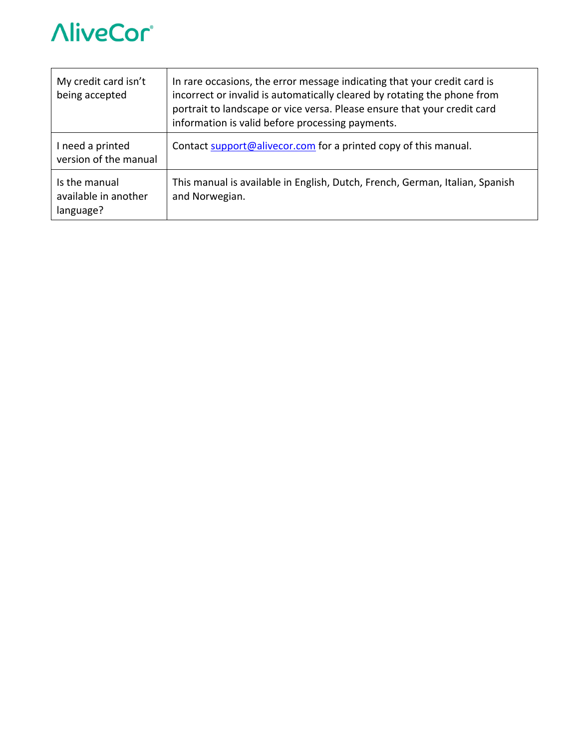| My credit card isn't being accepted | In rare occasions, the error message indicating that your credit card is incorrect or invalid is automatically cleared by rotating the phone from portrait to landscape or vice versa. Please ensure that your credit card information is valid before processing payments. |
|---|---|
| I need a printed version of the manual | Contact support@alivecor.com for a printed copy of this manual. |
| Is the manual available in another language? | This manual is available in English, Dutch, French, German, Italian, Spanish and Norwegian. |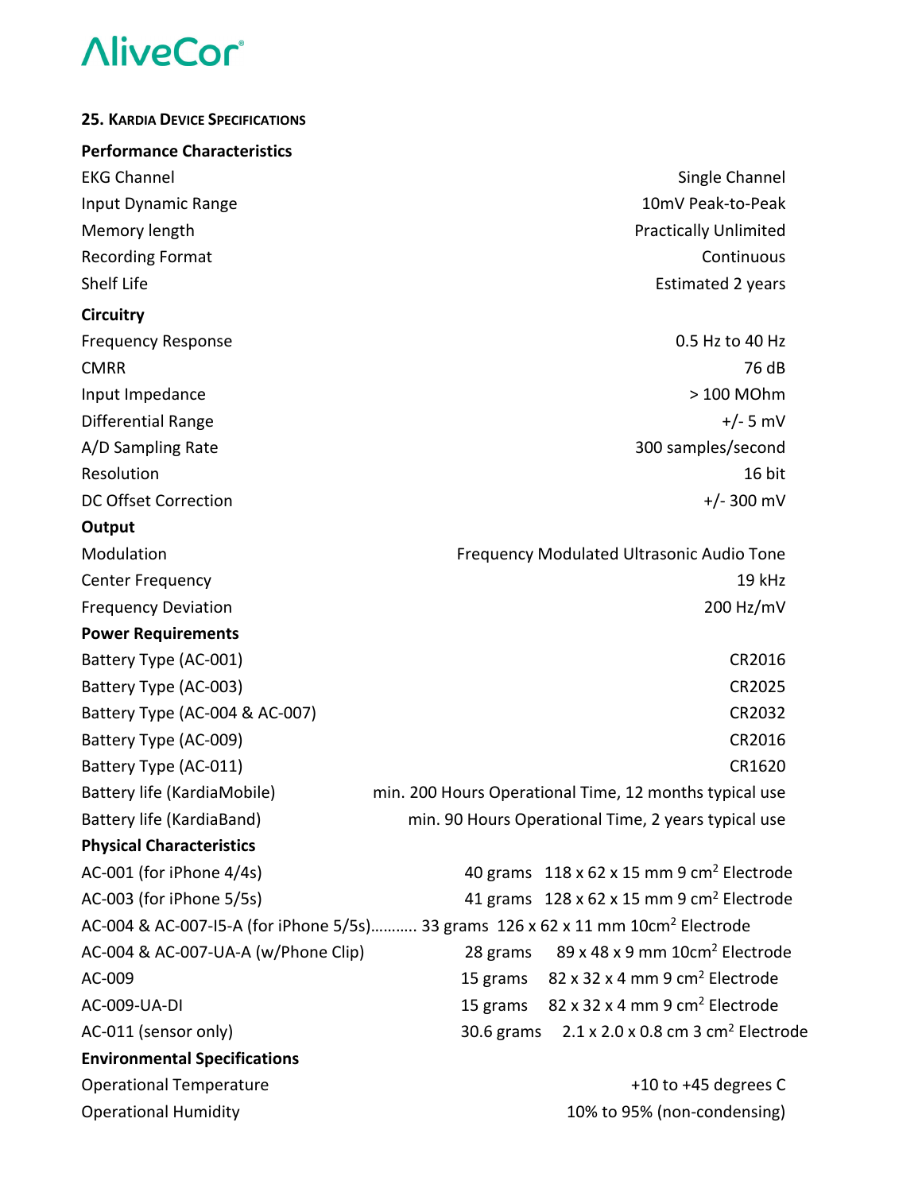## 25. Kardia Device Specifications

**Performance Characteristics**

| | |
|---|---|
| EKG Channel | Single Channel |
| Input Dynamic Range | 10mV Peak-to-Peak |
| Memory length | Practically Unlimited |
| Recording Format | Continuous |
| Shelf Life | Estimated 2 years |

**Circuitry**

| | |
|---|---|
| Frequency Response | 0.5 Hz to 40 Hz |
| CMRR | 76 dB |
| Input Impedance | > 100 MOhm |
| Differential Range | +/- 5 mV |
| A/D Sampling Rate | 300 samples/second |
| Resolution | 16 bit |
| DC Offset Correction | +/- 300 mV |

**Output**

| | |
|---|---|
| Modulation | Frequency Modulated Ultrasonic Audio Tone |
| Center Frequency | 19 kHz |
| Frequency Deviation | 200 Hz/mV |

**Power Requirements**

| | |
|---|---|
| Battery Type (AC-001) | CR2016 |
| Battery Type (AC-003) | CR2025 |
| Battery Type (AC-004 & AC-007) | CR2032 |
| Battery Type (AC-009) | CR2016 |
| Battery Type (AC-011) | CR1620 |
| Battery life (KardiaMobile) | min. 200 Hours Operational Time, 12 months typical use |
| Battery life (KardiaBand) | min. 90 Hours Operational Time, 2 years typical use |

**Physical Characteristics**

| | | |
|---|---|---|
| AC-001 (for iPhone 4/4s) | 40 grams | 118 x 62 x 15 mm 9 $cm^2$ Electrode |
| AC-003 (for iPhone 5/5s) | 41 grams | 128 x 62 x 15 mm 9 $cm^2$ Electrode |
| AC-004 & AC-007-I5-A (for iPhone 5/5s)……….. | 33 grams | 126 x 62 x 11 mm 10$cm^2$ Electrode |
| AC-004 & AC-007-UA-A (w/Phone Clip) | 28 grams | 89 x 48 x 9 mm 10$cm^2$ Electrode |
| AC-009 | 15 grams | 82 x 32 x 4 mm 9 $cm^2$ Electrode |
| AC-009-UA-DI | 15 grams | 82 x 32 x 4 mm 9 $cm^2$ Electrode |
| AC-011 (sensor only) | 30.6 grams | 2.1 x 2.0 x 0.8 cm 3 $cm^2$ Electrode |

**Environmental Specifications**

| | |
|---|---|
| Operational Temperature | +10 to +45 degrees C |
| Operational Humidity | 10% to 95% (non-condensing) |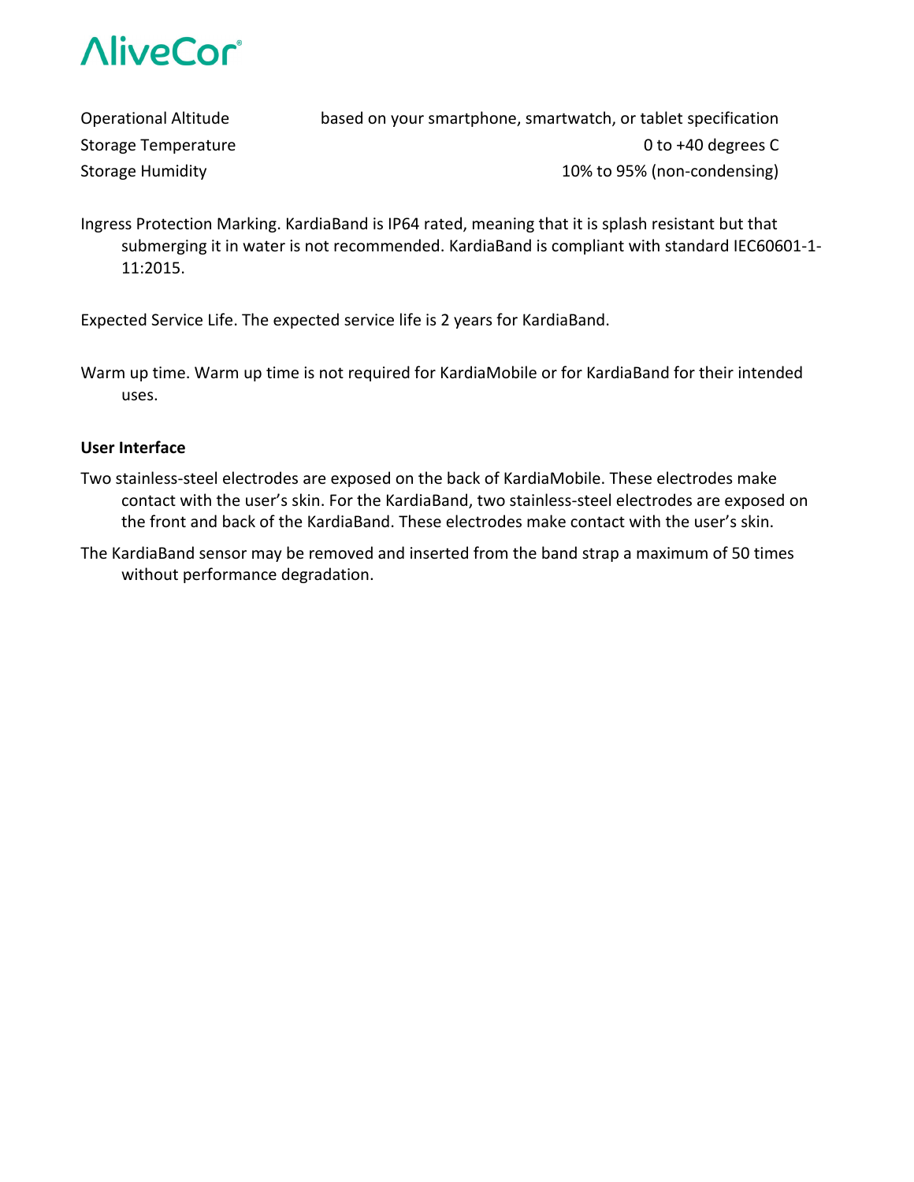| | |
| --- | --- |
| Operational Altitude | based on your smartphone, smartwatch, or tablet specification |
| Storage Temperature | 0 to +40 degrees C |
| Storage Humidity | 10% to 95% (non-condensing) |

Ingress Protection Marking. KardiaBand is IP64 rated, meaning that it is splash resistant but that submerging it in water is not recommended. KardiaBand is compliant with standard IEC60601-1-11:2015.

Expected Service Life. The expected service life is 2 years for KardiaBand.

Warm up time. Warm up time is not required for KardiaMobile or for KardiaBand for their intended uses.

**User Interface**

Two stainless-steel electrodes are exposed on the back of KardiaMobile. These electrodes make contact with the user's skin. For the KardiaBand, two stainless-steel electrodes are exposed on the front and back of the KardiaBand. These electrodes make contact with the user's skin.

The KardiaBand sensor may be removed and inserted from the band strap a maximum of 50 times without performance degradation.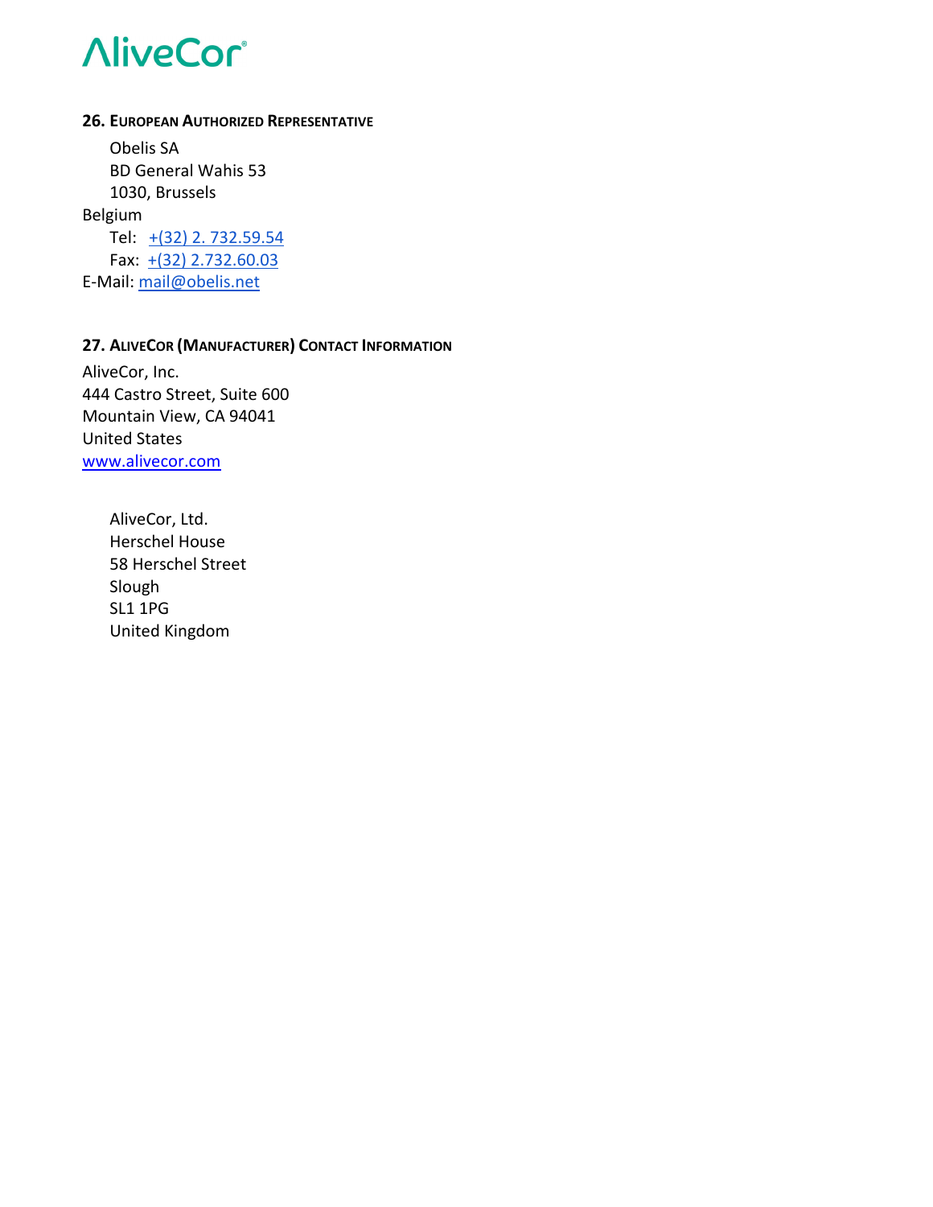## 26. European Authorized Representative

Obelis SA
BD General Wahis 53
1030, Brussels
Belgium
Tel: +(32) 2. 732.59.54
Fax: +(32) 2.732.60.03
E-Mail: mail@obelis.net

## 27. AliveCor (Manufacturer) Contact Information

AliveCor, Inc.
444 Castro Street, Suite 600
Mountain View, CA 94041
United States
www.alivecor.com

AliveCor, Ltd.
Herschel House
58 Herschel Street
Slough
SL1 1PG
United Kingdom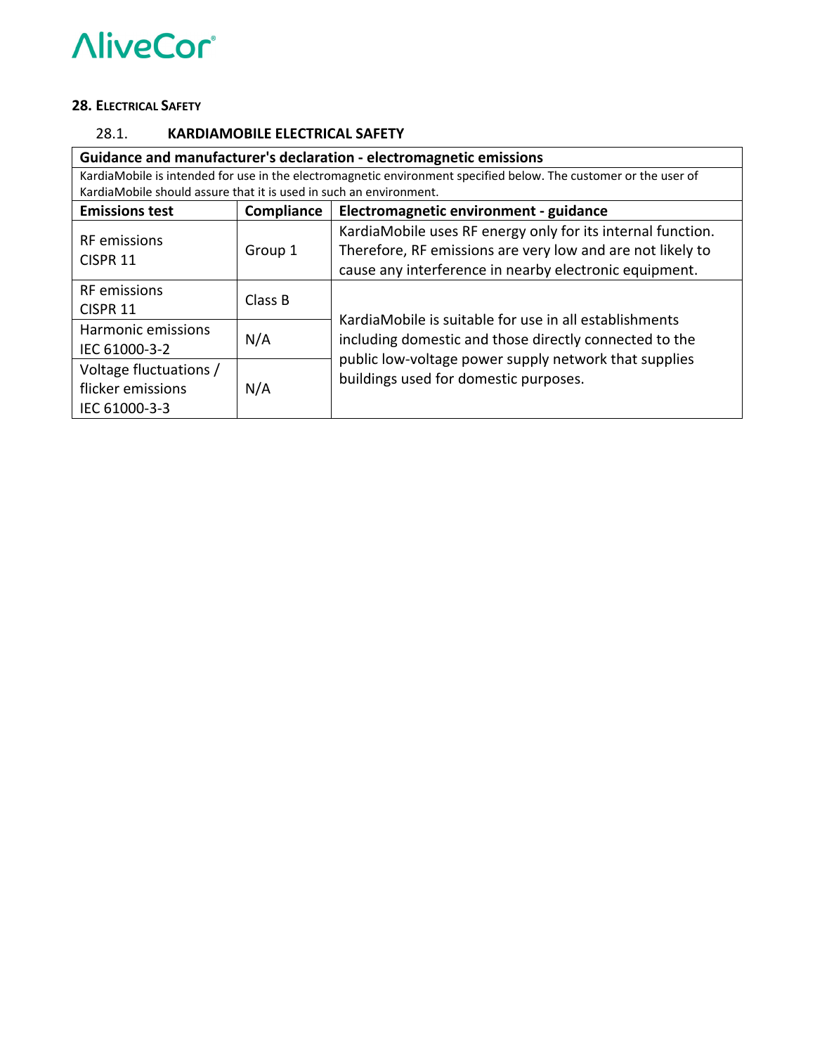## 28. Electrical Safety

### 28.1. KARDIAMOBILE ELECTRICAL SAFETY

| Guidance and manufacturer's declaration - electromagnetic emissions | | |
|---|---|---|
| KardiaMobile is intended for use in the electromagnetic environment specified below. The customer or the user of KardiaMobile should assure that it is used in such an environment. | | |
| **Emissions test** | **Compliance** | **Electromagnetic environment - guidance** |
| RF emissions CISPR 11 | Group 1 | KardiaMobile uses RF energy only for its internal function. Therefore, RF emissions are very low and are not likely to cause any interference in nearby electronic equipment. |
| RF emissions CISPR 11 | Class B | KardiaMobile is suitable for use in all establishments including domestic and those directly connected to the public low-voltage power supply network that supplies buildings used for domestic purposes. |
| Harmonic emissions IEC 61000-3-2 | N/A | |
| Voltage fluctuations / flicker emissions IEC 61000-3-3 | N/A | |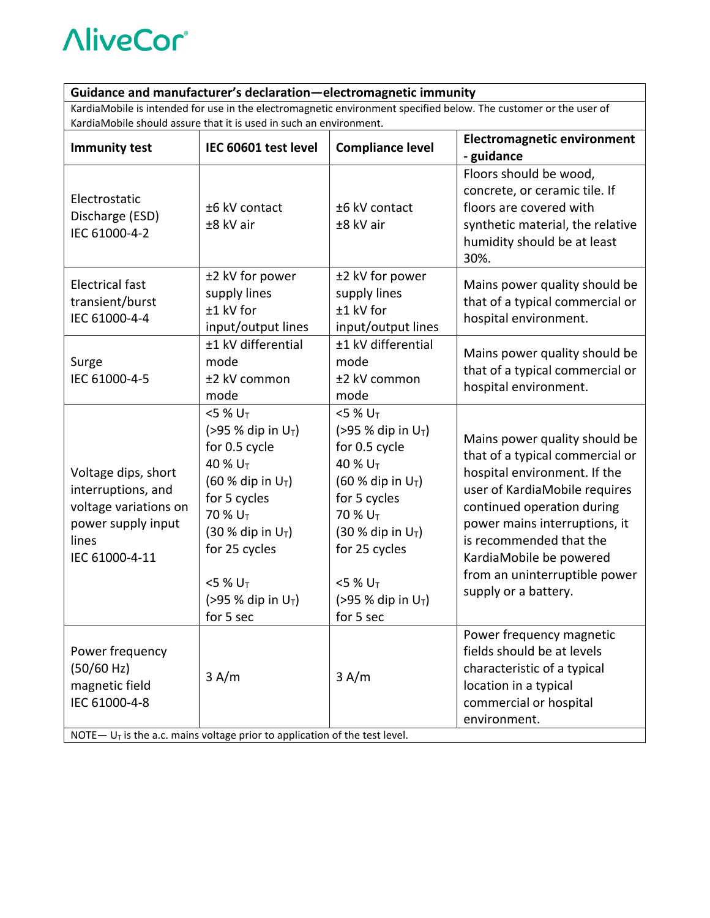| Guidance and manufacturer's declaration—electromagnetic immunity | | | |
|---|---|---|---|
| KardiaMobile is intended for use in the electromagnetic environment specified below. The customer or the user of KardiaMobile should assure that it is used in such an environment. | | | |
| **Immunity test** | **IEC 60601 test level** | **Compliance level** | **Electromagnetic environment - guidance** |
| Electrostatic Discharge (ESD) IEC 61000-4-2 | ±6 kV contact<br>±8 kV air | ±6 kV contact<br>±8 kV air | Floors should be wood, concrete, or ceramic tile. If floors are covered with synthetic material, the relative humidity should be at least 30%. |
| Electrical fast transient/burst IEC 61000-4-4 | ±2 kV for power supply lines<br>±1 kV for input/output lines | ±2 kV for power supply lines<br>±1 kV for input/output lines | Mains power quality should be that of a typical commercial or hospital environment. |
| Surge IEC 61000-4-5 | ±1 kV differential mode<br>±2 kV common mode | ±1 kV differential mode<br>±2 kV common mode | Mains power quality should be that of a typical commercial or hospital environment. |
| Voltage dips, short interruptions, and voltage variations on power supply input lines IEC 61000-4-11 | <5 % $U_T$ (>95 % dip in $U_T$) for 0.5 cycle<br>40 % $U_T$ (60 % dip in $U_T$) for 5 cycles<br>70 % $U_T$ (30 % dip in $U_T$) for 25 cycles<br><br><5 % $U_T$ (>95 % dip in $U_T$) for 5 sec | <5 % $U_T$ (>95 % dip in $U_T$) for 0.5 cycle<br>40 % $U_T$ (60 % dip in $U_T$) for 5 cycles<br>70 % $U_T$ (30 % dip in $U_T$) for 25 cycles<br><br><5 % $U_T$ (>95 % dip in $U_T$) for 5 sec | Mains power quality should be that of a typical commercial or hospital environment. If the user of KardiaMobile requires continued operation during power mains interruptions, it is recommended that the KardiaMobile be powered from an uninterruptible power supply or a battery. |
| Power frequency (50/60 Hz) magnetic field IEC 61000-4-8 | 3 A/m | 3 A/m | Power frequency magnetic fields should be at levels characteristic of a typical location in a typical commercial or hospital environment. |
| NOTE— $U_T$ is the a.c. mains voltage prior to application of the test level. | | | |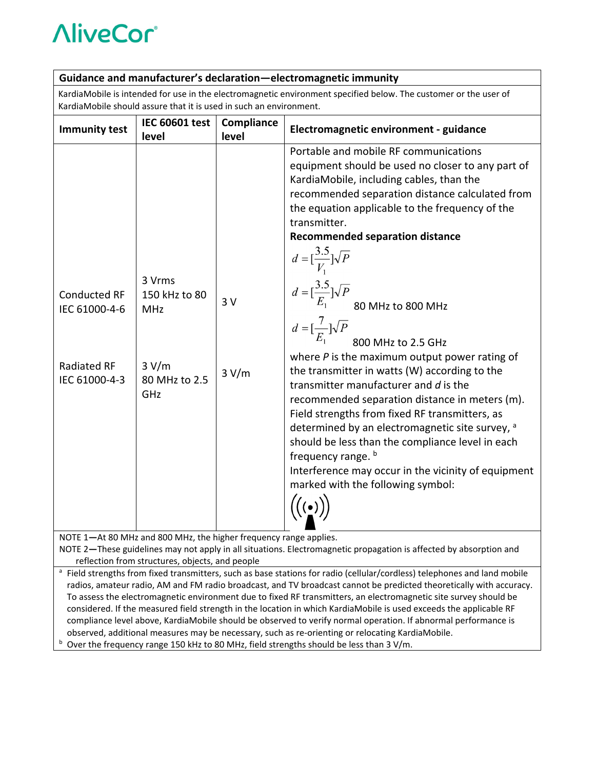**Guidance and manufacturer's declaration—electromagnetic immunity**

KardiaMobile is intended for use in the electromagnetic environment specified below. The customer or the user of KardiaMobile should assure that it is used in such an environment.

| Immunity test | IEC 60601 test level | Compliance level | Electromagnetic environment - guidance |
|---|---|---|---|
| Conducted RF IEC 61000-4-6<br><br>Radiated RF IEC 61000-4-3 | 3 Vrms 150 kHz to 80 MHz<br><br>3 V/m 80 MHz to 2.5 GHz | 3 V<br><br>3 V/m | Portable and mobile RF communications equipment should be used no closer to any part of KardiaMobile, including cables, than the recommended separation distance calculated from the equation applicable to the frequency of the transmitter.<br>**Recommended separation distance**<br>$d = [\frac{3.5}{V_1}]\sqrt{P}$<br>$d = [\frac{3.5}{E_1}]\sqrt{P}$ 80 MHz to 800 MHz<br>$d = [\frac{7}{E_1}]\sqrt{P}$ 800 MHz to 2.5 GHz<br>where *P* is the maximum output power rating of the transmitter in watts (W) according to the transmitter manufacturer and *d* is the recommended separation distance in meters (m).<br>Field strengths from fixed RF transmitters, as determined by an electromagnetic site survey, [a] should be less than the compliance level in each frequency range. [b]<br>Interference may occur in the vicinity of equipment marked with the following symbol: |

NOTE 1—At 80 MHz and 800 MHz, the higher frequency range applies.

NOTE 2—These guidelines may not apply in all situations. Electromagnetic propagation is affected by absorption and reflection from structures, objects, and people

[a] Field strengths from fixed transmitters, such as base stations for radio (cellular/cordless) telephones and land mobile radios, amateur radio, AM and FM radio broadcast, and TV broadcast cannot be predicted theoretically with accuracy. To assess the electromagnetic environment due to fixed RF transmitters, an electromagnetic site survey should be considered. If the measured field strength in the location in which KardiaMobile is used exceeds the applicable RF compliance level above, KardiaMobile should be observed to verify normal operation. If abnormal performance is observed, additional measures may be necessary, such as re-orienting or relocating KardiaMobile.

[b] Over the frequency range 150 kHz to 80 MHz, field strengths should be less than 3 V/m.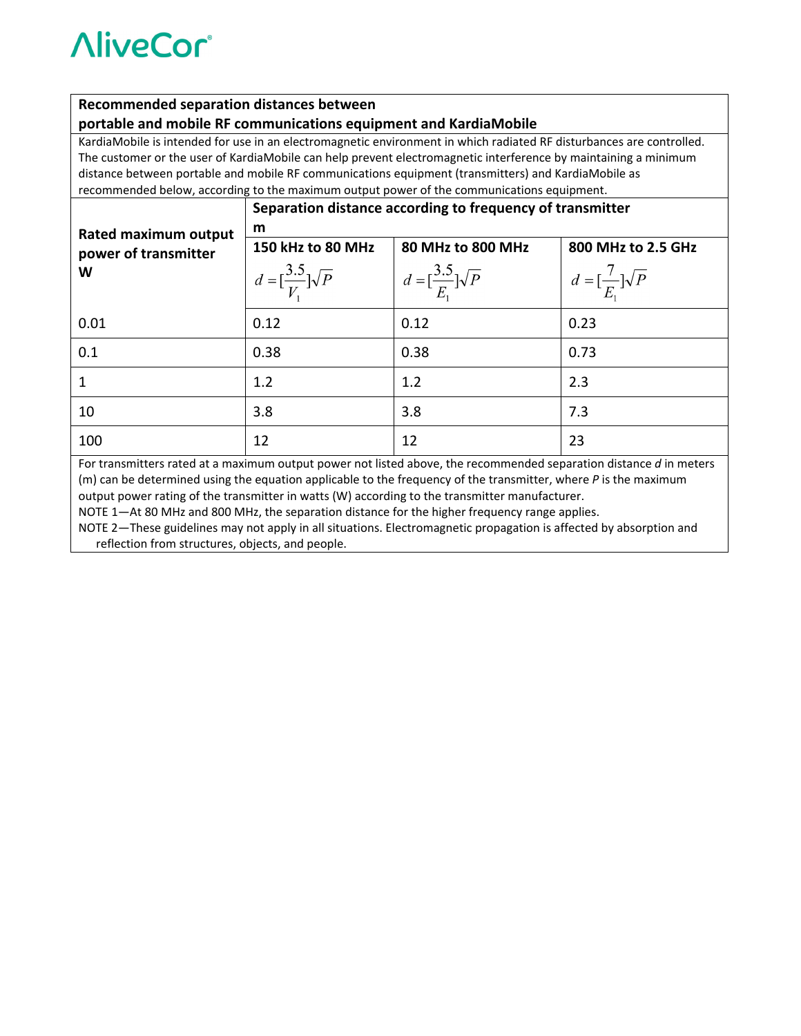| **Recommended separation distances between portable and mobile RF communications equipment and KardiaMobile** | | | |
|---|---|---|---|
| KardiaMobile is intended for use in an electromagnetic environment in which radiated RF disturbances are controlled. The customer or the user of KardiaMobile can help prevent electromagnetic interference by maintaining a minimum distance between portable and mobile RF communications equipment (transmitters) and KardiaMobile as recommended below, according to the maximum output power of the communications equipment. | | | |
| **Rated maximum output power of transmitter W** | **Separation distance according to frequency of transmitter m** | | |
| | **150 kHz to 80 MHz** $d = [\frac{3.5}{V_1}]\sqrt{P}$ | **80 MHz to 800 MHz** $d = [\frac{3.5}{E_1}]\sqrt{P}$ | **800 MHz to 2.5 GHz** $d = [\frac{7}{E_1}]\sqrt{P}$ |
| 0.01 | 0.12 | 0.12 | 0.23 |
| 0.1 | 0.38 | 0.38 | 0.73 |
| 1 | 1.2 | 1.2 | 2.3 |
| 10 | 3.8 | 3.8 | 7.3 |
| 100 | 12 | 12 | 23 |

For transmitters rated at a maximum output power not listed above, the recommended separation distance *d* in meters (m) can be determined using the equation applicable to the frequency of the transmitter, where *P* is the maximum output power rating of the transmitter in watts (W) according to the transmitter manufacturer.

NOTE 1—At 80 MHz and 800 MHz, the separation distance for the higher frequency range applies.

NOTE 2—These guidelines may not apply in all situations. Electromagnetic propagation is affected by absorption and reflection from structures, objects, and people.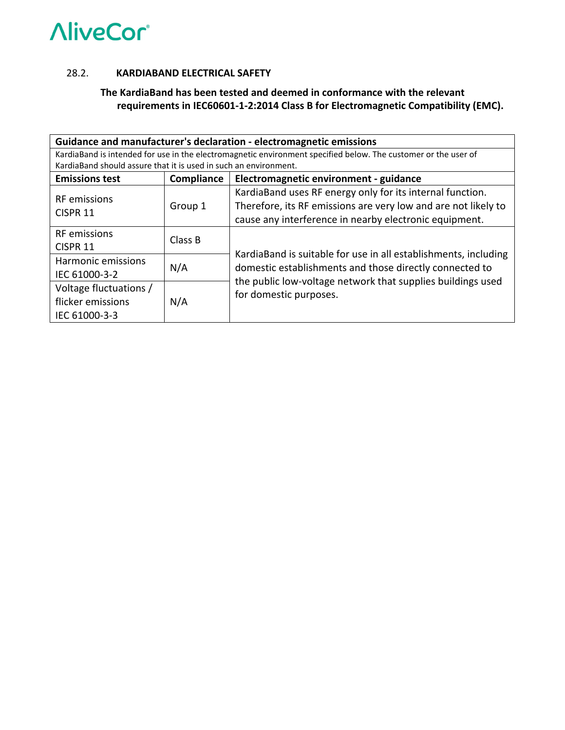### 28.2. KARDIABAND ELECTRICAL SAFETY

**The KardiaBand has been tested and deemed in conformance with the relevant requirements in IEC60601-1-2:2014 Class B for Electromagnetic Compatibility (EMC).**

| Guidance and manufacturer's declaration - electromagnetic emissions | | |
|---|---|---|
| KardiaBand is intended for use in the electromagnetic environment specified below. The customer or the user of KardiaBand should assure that it is used in such an environment. | | |
| **Emissions test** | **Compliance** | **Electromagnetic environment - guidance** |
| RF emissions CISPR 11 | Group 1 | KardiaBand uses RF energy only for its internal function. Therefore, its RF emissions are very low and are not likely to cause any interference in nearby electronic equipment. |
| RF emissions CISPR 11 | Class B | KardiaBand is suitable for use in all establishments, including domestic establishments and those directly connected to the public low-voltage network that supplies buildings used for domestic purposes. |
| Harmonic emissions IEC 61000-3-2 | N/A | |
| Voltage fluctuations / flicker emissions IEC 61000-3-3 | N/A | |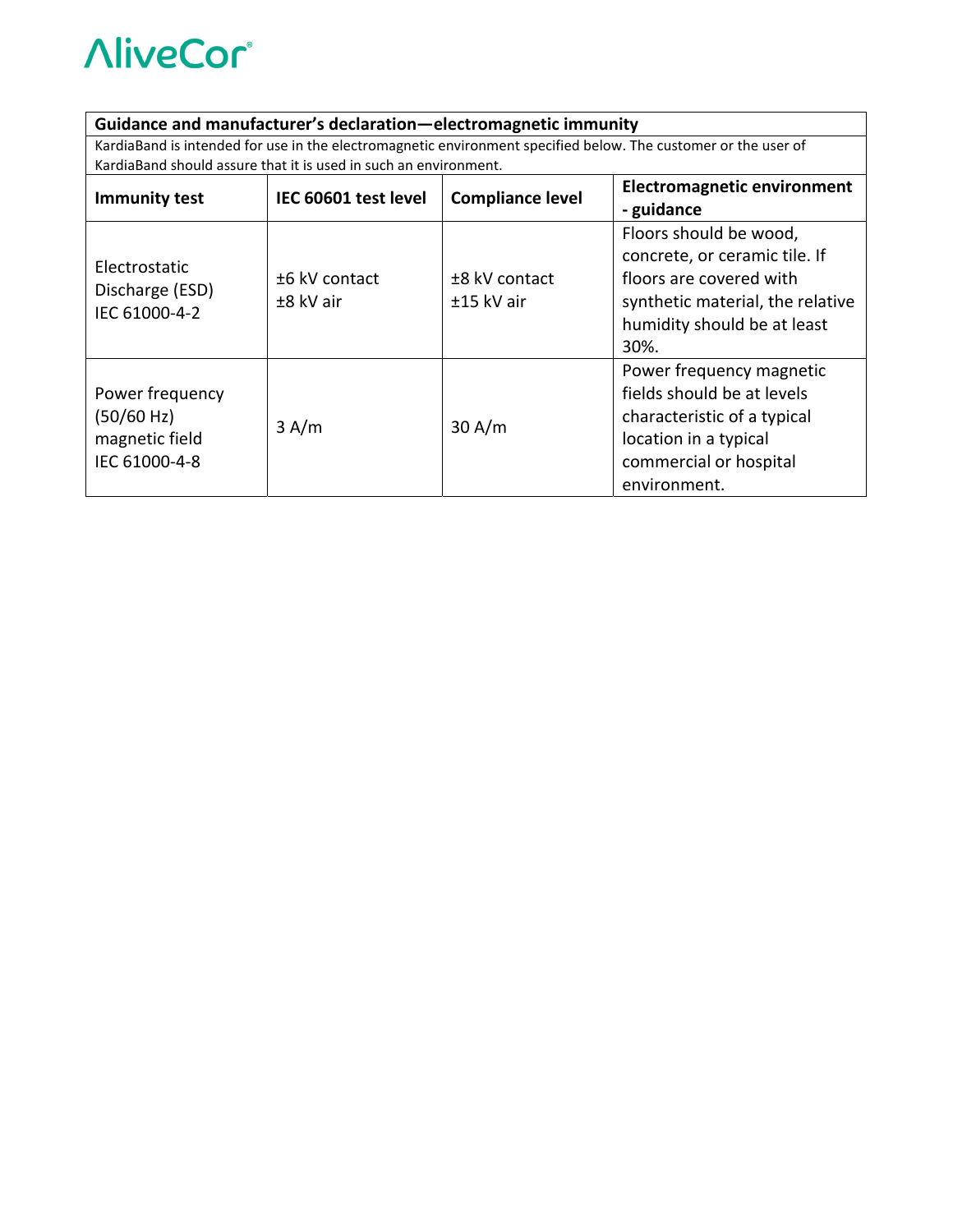| Guidance and manufacturer's declaration—electromagnetic immunity | | | |
|---|---|---|---|
| KardiaBand is intended for use in the electromagnetic environment specified below. The customer or the user of KardiaBand should assure that it is used in such an environment. | | | |
| **Immunity test** | **IEC 60601 test level** | **Compliance level** | **Electromagnetic environment - guidance** |
| Electrostatic Discharge (ESD) IEC 61000-4-2 | ±6 kV contact ±8 kV air | ±8 kV contact ±15 kV air | Floors should be wood, concrete, or ceramic tile. If floors are covered with synthetic material, the relative humidity should be at least 30%. |
| Power frequency (50/60 Hz) magnetic field IEC 61000-4-8 | 3 A/m | 30 A/m | Power frequency magnetic fields should be at levels characteristic of a typical location in a typical commercial or hospital environment. |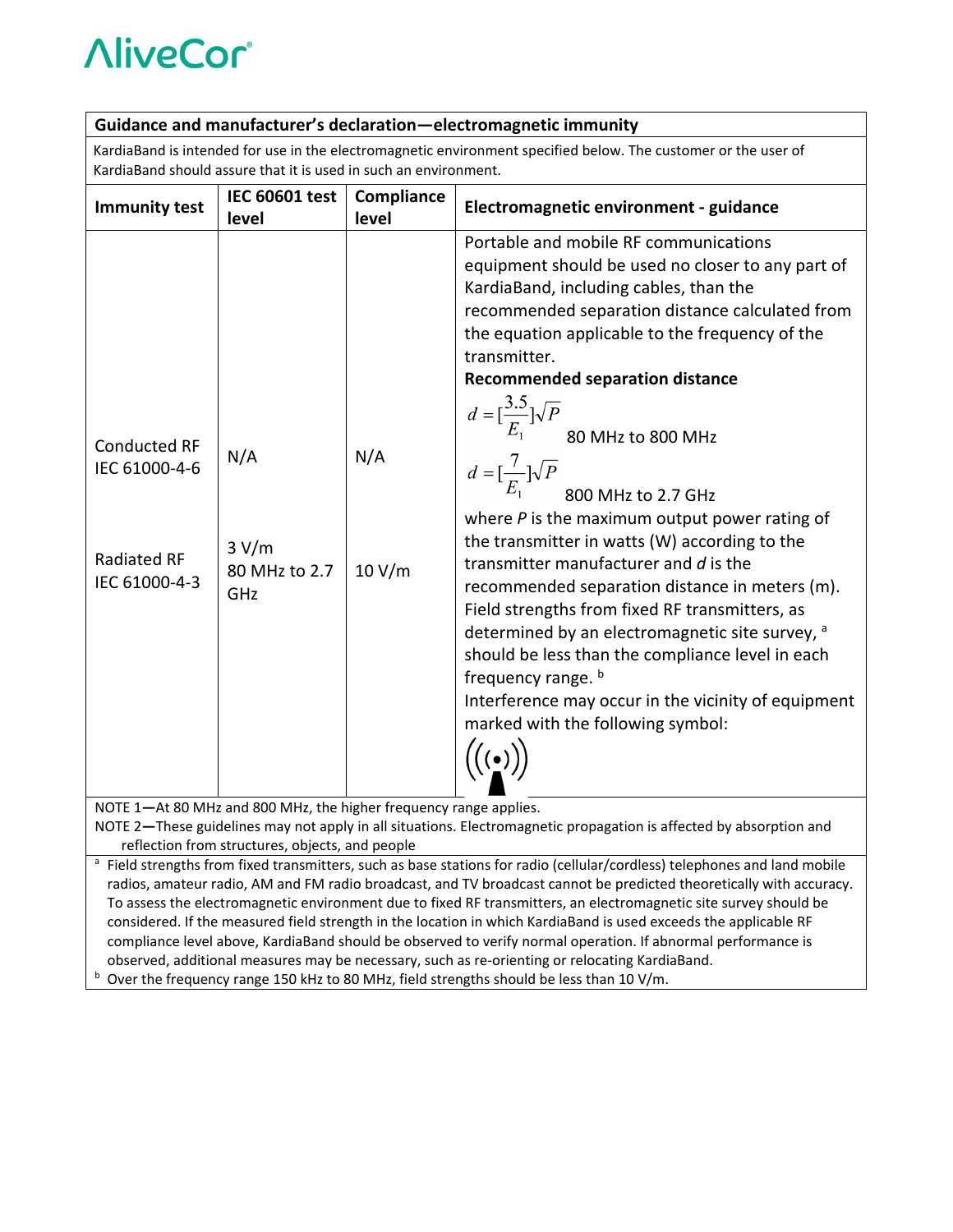| Guidance and manufacturer's declaration—electromagnetic immunity | | | |
|---|---|---|---|
| KardiaBand is intended for use in the electromagnetic environment specified below. The customer or the user of KardiaBand should assure that it is used in such an environment. | | | |
| **Immunity test** | **IEC 60601 test level** | **Compliance level** | **Electromagnetic environment - guidance** |
| Conducted RF IEC 61000-4-6<br><br>Radiated RF IEC 61000-4-3 | N/A<br><br>3 V/m 80 MHz to 2.7 GHz | N/A<br><br>10 V/m | Portable and mobile RF communications equipment should be used no closer to any part of KardiaBand, including cables, than the recommended separation distance calculated from the equation applicable to the frequency of the transmitter.<br>**Recommended separation distance**<br>$d = [\frac{3.5}{E_1}]\sqrt{P}$ 80 MHz to 800 MHz<br>$d = [\frac{7}{E_1}]\sqrt{P}$ 800 MHz to 2.7 GHz<br>where *P* is the maximum output power rating of the transmitter in watts (W) according to the transmitter manufacturer and ***d*** is the recommended separation distance in meters (m).<br>Field strengths from fixed RF transmitters, as determined by an electromagnetic site survey, [a] should be less than the compliance level in each frequency range. [b]<br>Interference may occur in the vicinity of equipment marked with the following symbol: |

NOTE 1—At 80 MHz and 800 MHz, the higher frequency range applies.

NOTE 2—These guidelines may not apply in all situations. Electromagnetic propagation is affected by absorption and reflection from structures, objects, and people

[a] Field strengths from fixed transmitters, such as base stations for radio (cellular/cordless) telephones and land mobile radios, amateur radio, AM and FM radio broadcast, and TV broadcast cannot be predicted theoretically with accuracy. To assess the electromagnetic environment due to fixed RF transmitters, an electromagnetic site survey should be considered. If the measured field strength in the location in which KardiaBand is used exceeds the applicable RF compliance level above, KardiaBand should be observed to verify normal operation. If abnormal performance is observed, additional measures may be necessary, such as re-orienting or relocating KardiaBand.

[b] Over the frequency range 150 kHz to 80 MHz, field strengths should be less than 10 V/m.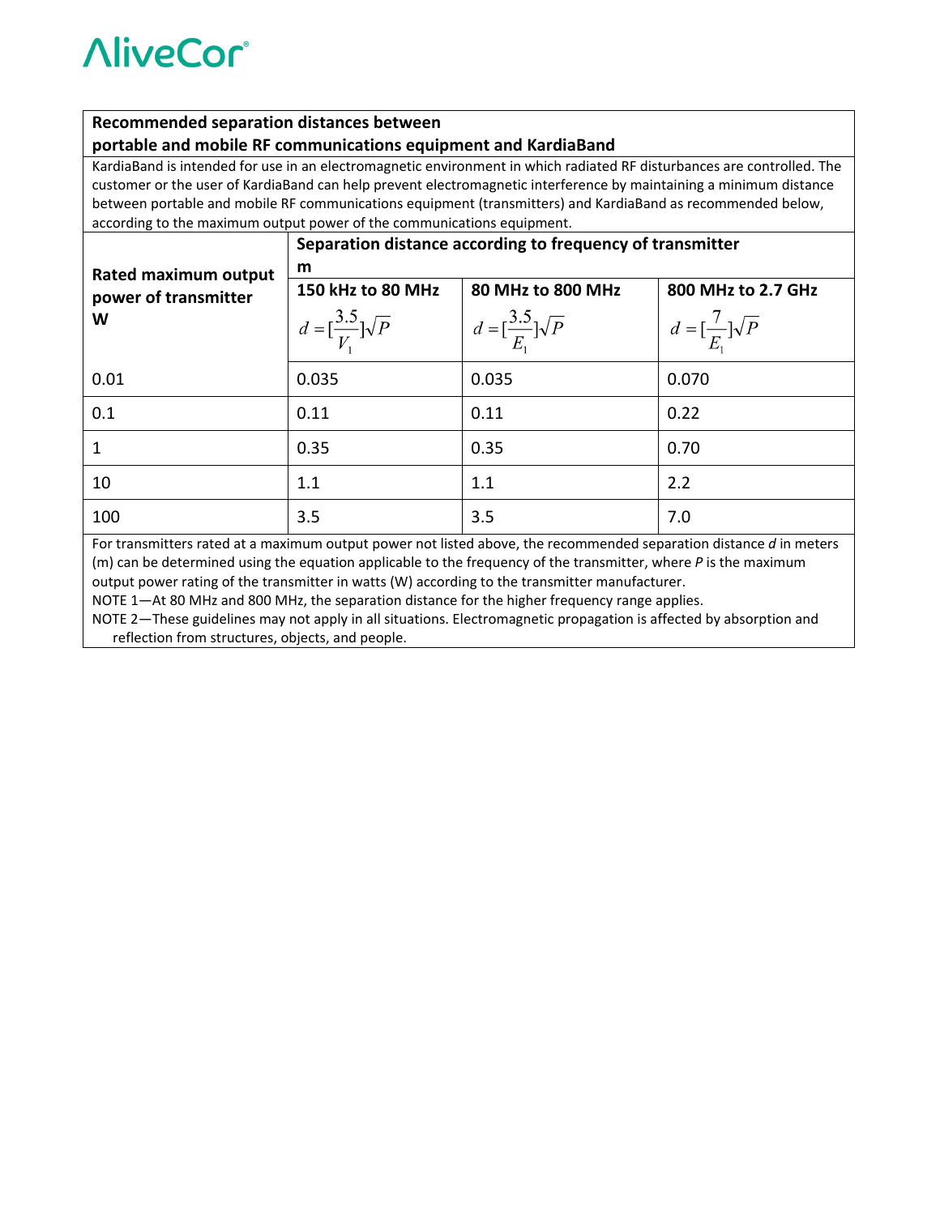**Recommended separation distances between portable and mobile RF communications equipment and KardiaBand**

KardiaBand is intended for use in an electromagnetic environment in which radiated RF disturbances are controlled. The customer or the user of KardiaBand can help prevent electromagnetic interference by maintaining a minimum distance between portable and mobile RF communications equipment (transmitters) and KardiaBand as recommended below, according to the maximum output power of the communications equipment.

| **Rated maximum output power of transmitter W** | **Separation distance according to frequency of transmitter m** | | |
|---|---|---|---|
| | **150 kHz to 80 MHz** $d = [\frac{3.5}{V_1}]\sqrt{P}$ | **80 MHz to 800 MHz** $d = [\frac{3.5}{E_1}]\sqrt{P}$ | **800 MHz to 2.7 GHz** $d = [\frac{7}{E_1}]\sqrt{P}$ |
| 0.01 | 0.035 | 0.035 | 0.070 |
| 0.1 | 0.11 | 0.11 | 0.22 |
| 1 | 0.35 | 0.35 | 0.70 |
| 10 | 1.1 | 1.1 | 2.2 |
| 100 | 3.5 | 3.5 | 7.0 |

For transmitters rated at a maximum output power not listed above, the recommended separation distance *d* in meters (m) can be determined using the equation applicable to the frequency of the transmitter, where *P* is the maximum output power rating of the transmitter in watts (W) according to the transmitter manufacturer.

NOTE 1—At 80 MHz and 800 MHz, the separation distance for the higher frequency range applies.

NOTE 2—These guidelines may not apply in all situations. Electromagnetic propagation is affected by absorption and reflection from structures, objects, and people.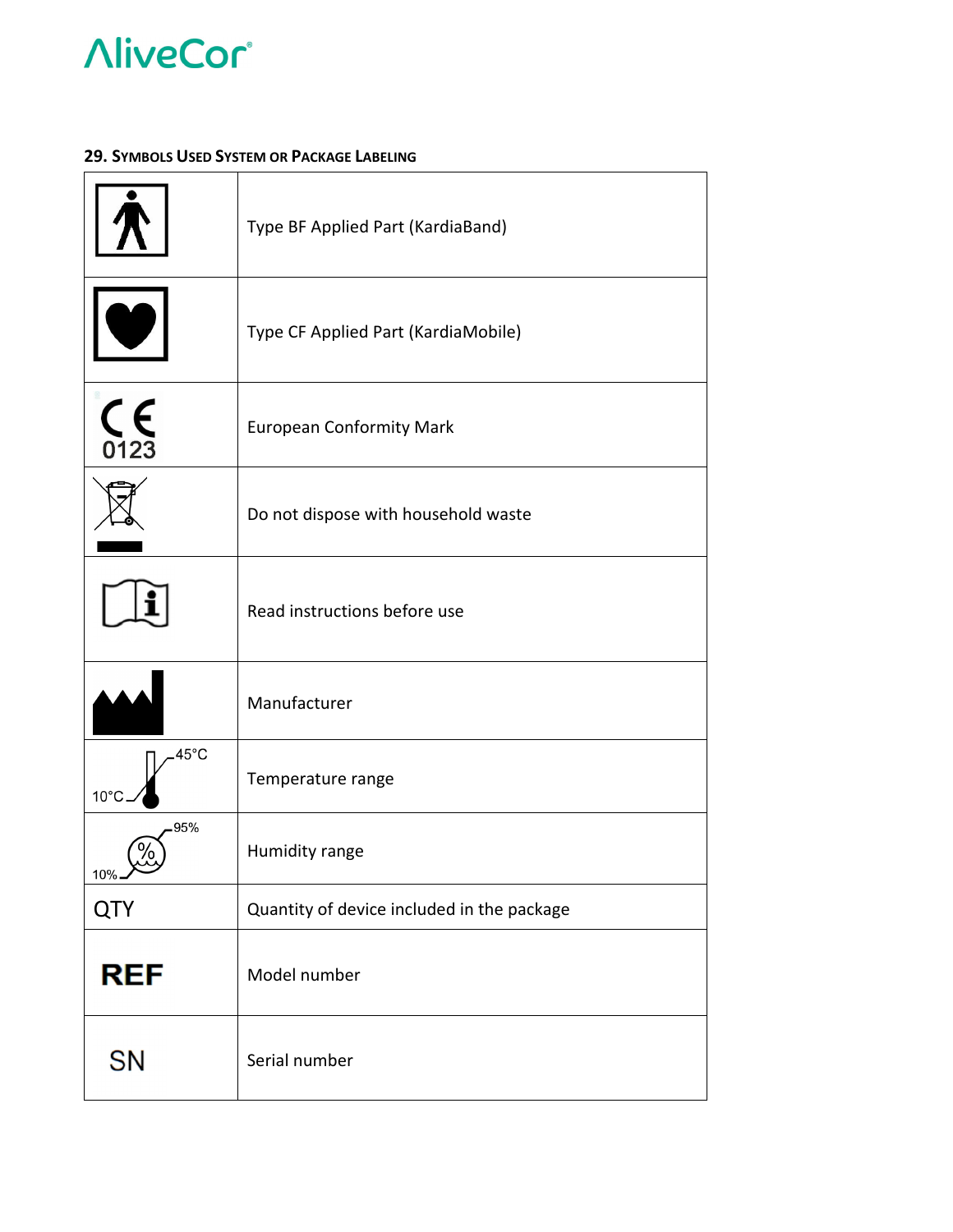## 29. Symbols Used System or Package Labeling

| | |
|---|---|
| | Type BF Applied Part (KardiaBand) |
| | Type CF Applied Part (KardiaMobile) |
| CE 0123 | European Conformity Mark |
| | Do not dispose with household waste |
| | Read instructions before use |
| | Manufacturer |
| 10°C 45°C | Temperature range |
| 10% 95% | Humidity range |
| QTY | Quantity of device included in the package |
| REF | Model number |
| SN | Serial number |